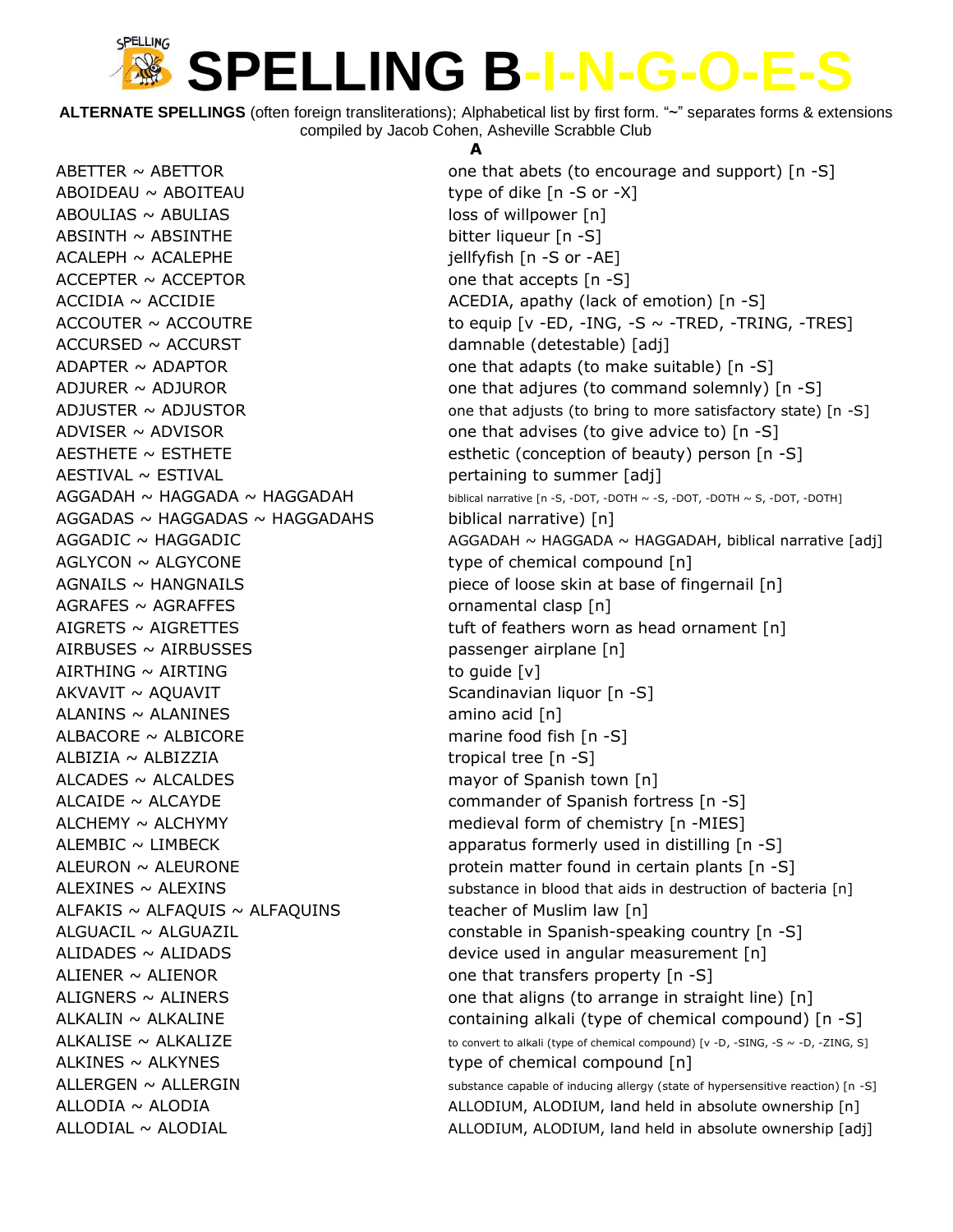# SPELLING B-I-N-G-O-E-S

**ALTERNATE SPELLINGS** (often foreign transliterations); Alphabetical list by first form. "~" separates forms & extensions
compiled by Jacob Cohen, Asheville Scrabble Club

## A

| Words | Definition |
|---|---|
| ABETTER ~ ABETTOR | one that abets (to encourage and support) [n -S] |
| ABOIDEAU ~ ABOITEAU | type of dike [n -S or -X] |
| ABOULIAS ~ ABULIAS | loss of willpower [n] |
| ABSINTH ~ ABSINTHE | bitter liqueur [n -S] |
| ACALEPH ~ ACALEPHE | jellyfish [n -S or -AE] |
| ACCEPTER ~ ACCEPTOR | one that accepts [n -S] |
| ACCIDIA ~ ACCIDIE | ACEDIA, apathy (lack of emotion) [n -S] |
| ACCOUTER ~ ACCOUTRE | to equip [v -ED, -ING, -S ~ -TRED, -TRING, -TRES] |
| ACCURSED ~ ACCURST | damnable (detestable) [adj] |
| ADAPTER ~ ADAPTOR | one that adapts (to make suitable) [n -S] |
| ADJURER ~ ADJUROR | one that adjures (to command solemnly) [n -S] |
| ADJUSTER ~ ADJUSTOR | one that adjusts (to bring to more satisfactory state) [n -S] |
| ADVISER ~ ADVISOR | one that advises (to give advice to) [n -S] |
| AESTHETE ~ ESTHETE | esthetic (conception of beauty) person [n -S] |
| AESTIVAL ~ ESTIVAL | pertaining to summer [adj] |
| AGGADAH ~ HAGGADA ~ HAGGADAH | biblical narrative [n -S, -DOT, -DOTH ~ -S, -DOT, -DOTH ~ S, -DOT, -DOTH] |
| AGGADAS ~ HAGGADAS ~ HAGGADAHS | biblical narrative) [n] |
| AGGADIC ~ HAGGADIC | AGGADAH ~ HAGGADA ~ HAGGADAH, biblical narrative [adj] |
| AGLYCON ~ ALGYCONE | type of chemical compound [n] |
| AGNAILS ~ HANGNAILS | piece of loose skin at base of fingernail [n] |
| AGRAFES ~ AGRAFFES | ornamental clasp [n] |
| AIGRETS ~ AIGRETTES | tuft of feathers worn as head ornament [n] |
| AIRBUSES ~ AIRBUSSES | passenger airplane [n] |
| AIRTHING ~ AIRTING | to guide [v] |
| AKVAVIT ~ AQUAVIT | Scandinavian liquor [n -S] |
| ALANINS ~ ALANINES | amino acid [n] |
| ALBACORE ~ ALBICORE | marine food fish [n -S] |
| ALBIZIA ~ ALBIZZIA | tropical tree [n -S] |
| ALCADES ~ ALCALDES | mayor of Spanish town [n] |
| ALCAIDE ~ ALCAYDE | commander of Spanish fortress [n -S] |
| ALCHEMY ~ ALCHYMY | medieval form of chemistry [n -MIES] |
| ALEMBIC ~ LIMBECK | apparatus formerly used in distilling [n -S] |
| ALEURON ~ ALEURONE | protein matter found in certain plants [n -S] |
| ALEXINES ~ ALEXINS | substance in blood that aids in destruction of bacteria [n] |
| ALFAKIS ~ ALFAQUIS ~ ALFAQUINS | teacher of Muslim law [n] |
| ALGUACIL ~ ALGUAZIL | constable in Spanish-speaking country [n -S] |
| ALIDADES ~ ALIDADS | device used in angular measurement [n] |
| ALIENER ~ ALIENOR | one that transfers property [n -S] |
| ALIGNERS ~ ALINERS | one that aligns (to arrange in straight line) [n] |
| ALKALIN ~ ALKALINE | containing alkali (type of chemical compound) [n -S] |
| ALKALISE ~ ALKALIZE | to convert to alkali (type of chemical compound) [v -D, -SING, -S ~ -D, -ZING, S] |
| ALKINES ~ ALKYNES | type of chemical compound [n] |
| ALLERGEN ~ ALLERGIN | substance capable of inducing allergy (state of hypersensitive reaction) [n -S] |
| ALLODIA ~ ALODIA | ALLODIUM, ALODIUM, land held in absolute ownership [n] |
| ALLODIAL ~ ALODIAL | ALLODIUM, ALODIUM, land held in absolute ownership [adj] |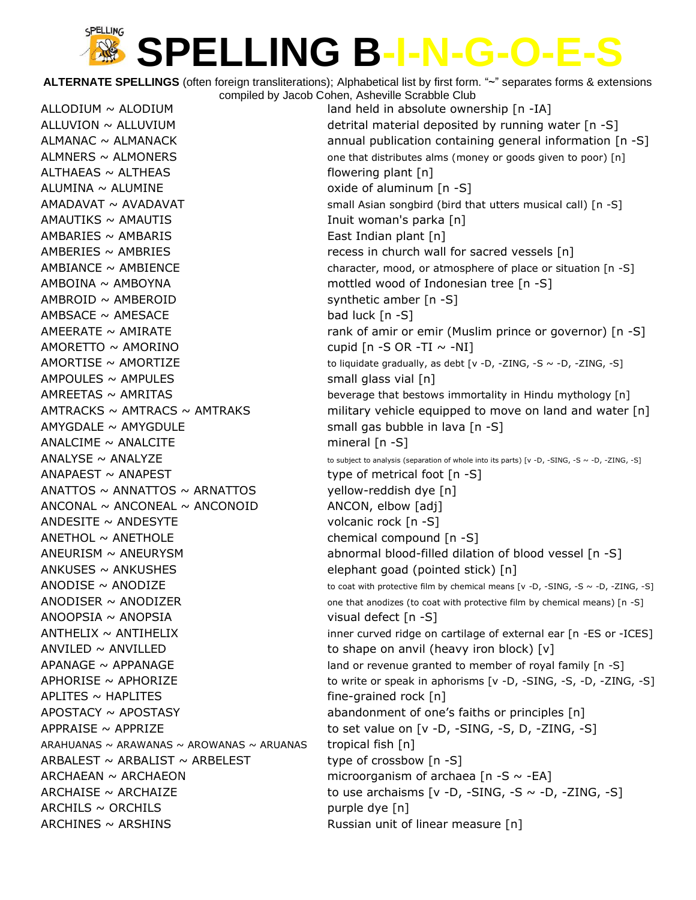# SPELLING B-I-N-G-O-E-S

**ALTERNATE SPELLINGS** (often foreign transliterations); Alphabetical list by first form. "~" separates forms & extensions
compiled by Jacob Cohen, Asheville Scrabble Club

| Words | Definition |
|---|---|
| ALLODIUM ~ ALODIUM | land held in absolute ownership [n -IA] |
| ALLUVION ~ ALLUVIUM | detrital material deposited by running water [n -S] |
| ALMANAC ~ ALMANACK | annual publication containing general information [n -S] |
| ALMNERS ~ ALMONERS | one that distributes alms (money or goods given to poor) [n] |
| ALTHAEAS ~ ALTHEAS | flowering plant [n] |
| ALUMINA ~ ALUMINE | oxide of aluminum [n -S] |
| AMADAVAT ~ AVADAVAT | small Asian songbird (bird that utters musical call) [n -S] |
| AMAUTIKS ~ AMAUTIS | Inuit woman's parka [n] |
| AMBARIES ~ AMBARIS | East Indian plant [n] |
| AMBERIES ~ AMBRIES | recess in church wall for sacred vessels [n] |
| AMBIANCE ~ AMBIENCE | character, mood, or atmosphere of place or situation [n -S] |
| AMBOINA ~ AMBOYNA | mottled wood of Indonesian tree [n -S] |
| AMBROID ~ AMBEROID | synthetic amber [n -S] |
| AMBSACE ~ AMESACE | bad luck [n -S] |
| AMEERATE ~ AMIRATE | rank of amir or emir (Muslim prince or governor) [n -S] |
| AMORETTO ~ AMORINO | cupid [n -S OR -TI ~ -NI] |
| AMORTISE ~ AMORTIZE | to liquidate gradually, as debt [v -D, -ZING, -S ~ -D, -ZING, -S] |
| AMPOULES ~ AMPULES | small glass vial [n] |
| AMREETAS ~ AMRITAS | beverage that bestows immortality in Hindu mythology [n] |
| AMTRACKS ~ AMTRACS ~ AMTRAKS | military vehicle equipped to move on land and water [n] |
| AMYGDALE ~ AMYGDULE | small gas bubble in lava [n -S] |
| ANALCIME ~ ANALCITE | mineral [n -S] |
| ANALYSE ~ ANALYZE | to subject to analysis (separation of whole into its parts) [v -D, -SING, -S ~ -D, -ZING, -S] |
| ANAPAEST ~ ANAPEST | type of metrical foot [n -S] |
| ANATTOS ~ ANNATTOS ~ ARNATTOS | yellow-reddish dye [n] |
| ANCONAL ~ ANCONEAL ~ ANCONOID | ANCON, elbow [adj] |
| ANDESITE ~ ANDESYTE | volcanic rock [n -S] |
| ANETHOL ~ ANETHOLE | chemical compound [n -S] |
| ANEURISM ~ ANEURYSM | abnormal blood-filled dilation of blood vessel [n -S] |
| ANKUSES ~ ANKUSHES | elephant goad (pointed stick) [n] |
| ANODISE ~ ANODIZE | to coat with protective film by chemical means [v -D, -SING, -S ~ -D, -ZING, -S] |
| ANODISER ~ ANODIZER | one that anodizes (to coat with protective film by chemical means) [n -S] |
| ANOOPSIA ~ ANOPSIA | visual defect [n -S] |
| ANTHELIX ~ ANTIHELIX | inner curved ridge on cartilage of external ear [n -ES or -ICES] |
| ANVILED ~ ANVILLED | to shape on anvil (heavy iron block) [v] |
| APANAGE ~ APPANAGE | land or revenue granted to member of royal family [n -S] |
| APHORISE ~ APHORIZE | to write or speak in aphorisms [v -D, -SING, -S, -D, -ZING, -S] |
| APLITES ~ HAPLITES | fine-grained rock [n] |
| APOSTACY ~ APOSTASY | abandonment of one's faiths or principles [n] |
| APPRAISE ~ APPRIZE | to set value on [v -D, -SING, -S, D, -ZING, -S] |
| ARAHUANAS ~ ARAWANAS ~ AROWANAS ~ ARUANAS | tropical fish [n] |
| ARBALEST ~ ARBALIST ~ ARBELEST | type of crossbow [n -S] |
| ARCHAEAN ~ ARCHAEON | microorganism of archaea [n -S ~ -EA] |
| ARCHAISE ~ ARCHAIZE | to use archaisms [v -D, -SING, -S ~ -D, -ZING, -S] |
| ARCHILS ~ ORCHILS | purple dye [n] |
| ARCHINES ~ ARSHINS | Russian unit of linear measure [n] |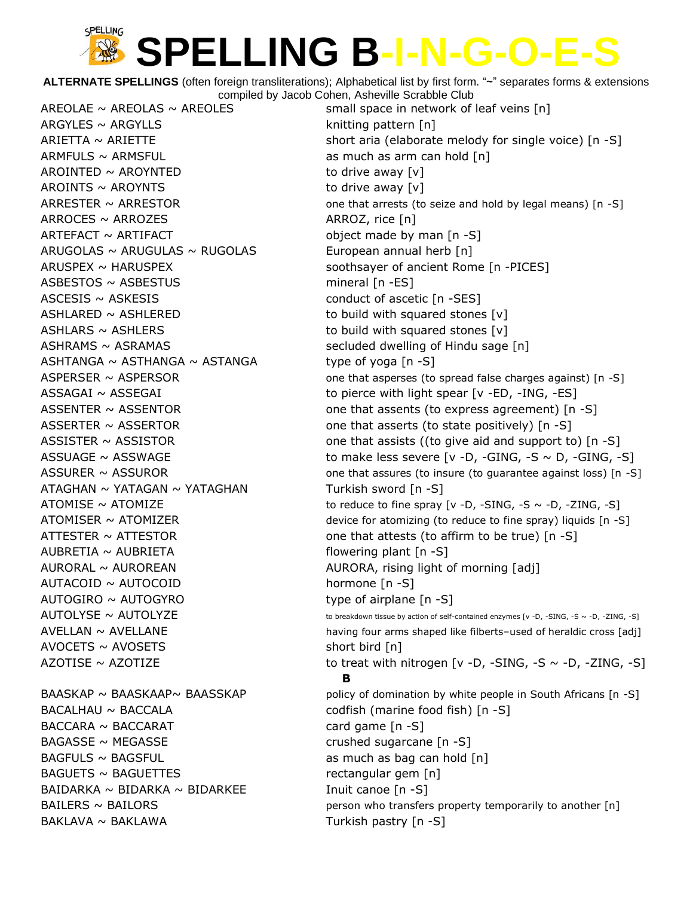# SPELLING B-I-N-G-O-E-S

**ALTERNATE SPELLINGS** (often foreign transliterations); Alphabetical list by first form. "~" separates forms & extensions compiled by Jacob Cohen, Asheville Scrabble Club

| Word | Definition |
|---|---|
| AREOLAE ~ AREOLAS ~ AREOLES | small space in network of leaf veins [n] |
| ARGYLES ~ ARGYLLS | knitting pattern [n] |
| ARIETTA ~ ARIETTE | short aria (elaborate melody for single voice) [n -S] |
| ARMFULS ~ ARMSFUL | as much as arm can hold [n] |
| AROINTED ~ AROYNTED | to drive away [v] |
| AROINTS ~ AROYNTS | to drive away [v] |
| ARRESTER ~ ARRESTOR | one that arrests (to seize and hold by legal means) [n -S] |
| ARROCES ~ ARROZES | ARROZ, rice [n] |
| ARTEFACT ~ ARTIFACT | object made by man [n -S] |
| ARUGOLAS ~ ARUGULAS ~ RUGOLAS | European annual herb [n] |
| ARUSPEX ~ HARUSPEX | soothsayer of ancient Rome [n -PICES] |
| ASBESTOS ~ ASBESTUS | mineral [n -ES] |
| ASCESIS ~ ASKESIS | conduct of ascetic [n -SES] |
| ASHLARED ~ ASHLERED | to build with squared stones [v] |
| ASHLARS ~ ASHLERS | to build with squared stones [v] |
| ASHRAMS ~ ASRAMAS | secluded dwelling of Hindu sage [n] |
| ASHTANGA ~ ASTHANGA ~ ASTANGA | type of yoga [n -S] |
| ASPERSER ~ ASPERSOR | one that asperses (to spread false charges against) [n -S] |
| ASSAGAI ~ ASSEGAI | to pierce with light spear [v -ED, -ING, -ES] |
| ASSENTER ~ ASSENTOR | one that assents (to express agreement) [n -S] |
| ASSERTER ~ ASSERTOR | one that asserts (to state positively) [n -S] |
| ASSISTER ~ ASSISTOR | one that assists ((to give aid and support to) [n -S] |
| ASSUAGE ~ ASSWAGE | to make less severe [v -D, -GING, -S ~ D, -GING, -S] |
| ASSURER ~ ASSUROR | one that assures (to insure (to guarantee against loss) [n -S] |
| ATAGHAN ~ YATAGAN ~ YATAGHAN | Turkish sword [n -S] |
| ATOMISE ~ ATOMIZE | to reduce to fine spray [v -D, -SING, -S ~ -D, -ZING, -S] |
| ATOMISER ~ ATOMIZER | device for atomizing (to reduce to fine spray) liquids [n -S] |
| ATTESTER ~ ATTESTOR | one that attests (to affirm to be true) [n -S] |
| AUBRETIA ~ AUBRIETA | flowering plant [n -S] |
| AURORAL ~ AUROREAN | AURORA, rising light of morning [adj] |
| AUTACOID ~ AUTOCOID | hormone [n -S] |
| AUTOGIRO ~ AUTOGYRO | type of airplane [n -S] |
| AUTOLYSE ~ AUTOLYZE | to breakdown tissue by action of self-contained enzymes [v -D, -SING, -S ~ -D, -ZING, -S] |
| AVELLAN ~ AVELLANE | having four arms shaped like filberts–used of heraldic cross [adj] |
| AVOCETS ~ AVOSETS | short bird [n] |
| AZOTISE ~ AZOTIZE | to treat with nitrogen [v -D, -SING, -S ~ -D, -ZING, -S] |

**B**

| Word | Definition |
|---|---|
| BAASKAP ~ BAASKAAP~ BAASSKAP | policy of domination by white people in South Africans [n -S] |
| BACALHAU ~ BACCALA | codfish (marine food fish) [n -S] |
| BACCARA ~ BACCARAT | card game [n -S] |
| BAGASSE ~ MEGASSE | crushed sugarcane [n -S] |
| BAGFULS ~ BAGSFUL | as much as bag can hold [n] |
| BAGUETS ~ BAGUETTES | rectangular gem [n] |
| BAIDARKA ~ BIDARKA ~ BIDARKEE | Inuit canoe [n -S] |
| BAILERS ~ BAILORS | person who transfers property temporarily to another [n] |
| BAKLAVA ~ BAKLAWA | Turkish pastry [n -S] |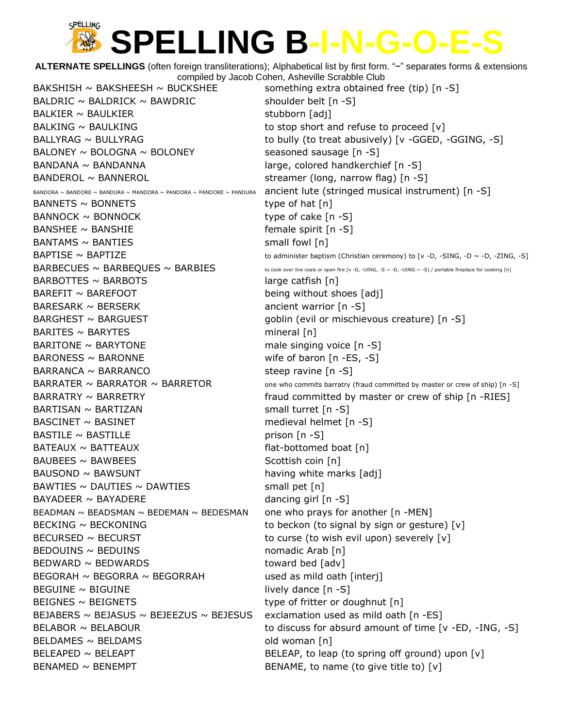# SPELLING B-I-N-G-O-E-S

**ALTERNATE SPELLINGS** (often foreign transliterations); Alphabetical list by first form. "~" separates forms & extensions compiled by Jacob Cohen, Asheville Scrabble Club

| Forms | Definition |
|---|---|
| BAKSHISH ~ BAKSHEESH ~ BUCKSHEE | something extra obtained free (tip) [n -S] |
| BALDRIC ~ BALDRICK ~ BAWDRIC | shoulder belt [n -S] |
| BALKIER ~ BAULKIER | stubborn [adj] |
| BALKING ~ BAULKING | to stop short and refuse to proceed [v] |
| BALLYRAG ~ BULLYRAG | to bully (to treat abusively) [v -GGED, -GGING, -S] |
| BALONEY ~ BOLOGNA ~ BOLONEY | seasoned sausage [n -S] |
| BANDANA ~ BANDANNA | large, colored handkerchief [n -S] |
| BANDEROL ~ BANNEROL | streamer (long, narrow flag) [n -S] |
| BANDORA ~ BANDORE ~ BANDURA ~ MANDORA ~ PANDORA ~ PANDORE ~ PANDURA | ancient lute (stringed musical instrument) [n -S] |
| BANNETS ~ BONNETS | type of hat [n] |
| BANNOCK ~ BONNOCK | type of cake [n -S] |
| BANSHEE ~ BANSHIE | female spirit [n -S] |
| BANTAMS ~ BANTIES | small fowl [n] |
| BAPTISE ~ BAPTIZE | to administer baptism (Christian ceremony) to [v -D, -SING, -D ~ -D, -ZING, -S] |
| BARBECUES ~ BARBEQUES ~ BARBIES | to cook over live coals or open fire [v -D, -UING, -S ~ -D, -UING ~ -S] / portable fireplace for cooking [n] |
| BARBOTTES ~ BARBOTS | large catfish [n] |
| BAREFIT ~ BAREFOOT | being without shoes [adj] |
| BARESARK ~ BERSERK | ancient warrior [n -S] |
| BARGHEST ~ BARGUEST | goblin (evil or mischievous creature) [n -S] |
| BARITES ~ BARYTES | mineral [n] |
| BARITONE ~ BARYTONE | male singing voice [n -S] |
| BARONESS ~ BARONNE | wife of baron [n -ES, -S] |
| BARRANCA ~ BARRANCO | steep ravine [n -S] |
| BARRATER ~ BARRATOR ~ BARRETOR | one who commits barratry (fraud committed by master or crew of ship) [n -S] |
| BARRATRY ~ BARRETRY | fraud committed by master or crew of ship [n -RIES] |
| BARTISAN ~ BARTIZAN | small turret [n -S] |
| BASCINET ~ BASINET | medieval helmet [n -S] |
| BASTILE ~ BASTILLE | prison [n -S] |
| BATEAUX ~ BATTEAUX | flat-bottomed boat [n] |
| BAUBEES ~ BAWBEES | Scottish coin [n] |
| BAUSOND ~ BAWSUNT | having white marks [adj] |
| BAWTIES ~ DAUTIES ~ DAWTIES | small pet [n] |
| BAYADEER ~ BAYADERE | dancing girl [n -S] |
| BEADMAN ~ BEADSMAN ~ BEDEMAN ~ BEDESMAN | one who prays for another [n -MEN] |
| BECKING ~ BECKONING | to beckon (to signal by sign or gesture) [v] |
| BECURSED ~ BECURST | to curse (to wish evil upon) severely [v] |
| BEDOUINS ~ BEDUINS | nomadic Arab [n] |
| BEDWARD ~ BEDWARDS | toward bed [adv] |
| BEGORAH ~ BEGORRA ~ BEGORRAH | used as mild oath [interj] |
| BEGUINE ~ BIGUINE | lively dance [n -S] |
| BEIGNES ~ BEIGNETS | type of fritter or doughnut [n] |
| BEJABERS ~ BEJASUS ~ BEJEEZUS ~ BEJESUS | exclamation used as mild oath [n -ES] |
| BELABOR ~ BELABOUR | to discuss for absurd amount of time [v -ED, -ING, -S] |
| BELDAMES ~ BELDAMS | old woman [n] |
| BELEAPED ~ BELEAPT | BELEAP, to leap (to spring off ground) upon [v] |
| BENAMED ~ BENEMPT | BENAME, to name (to give title to) [v] |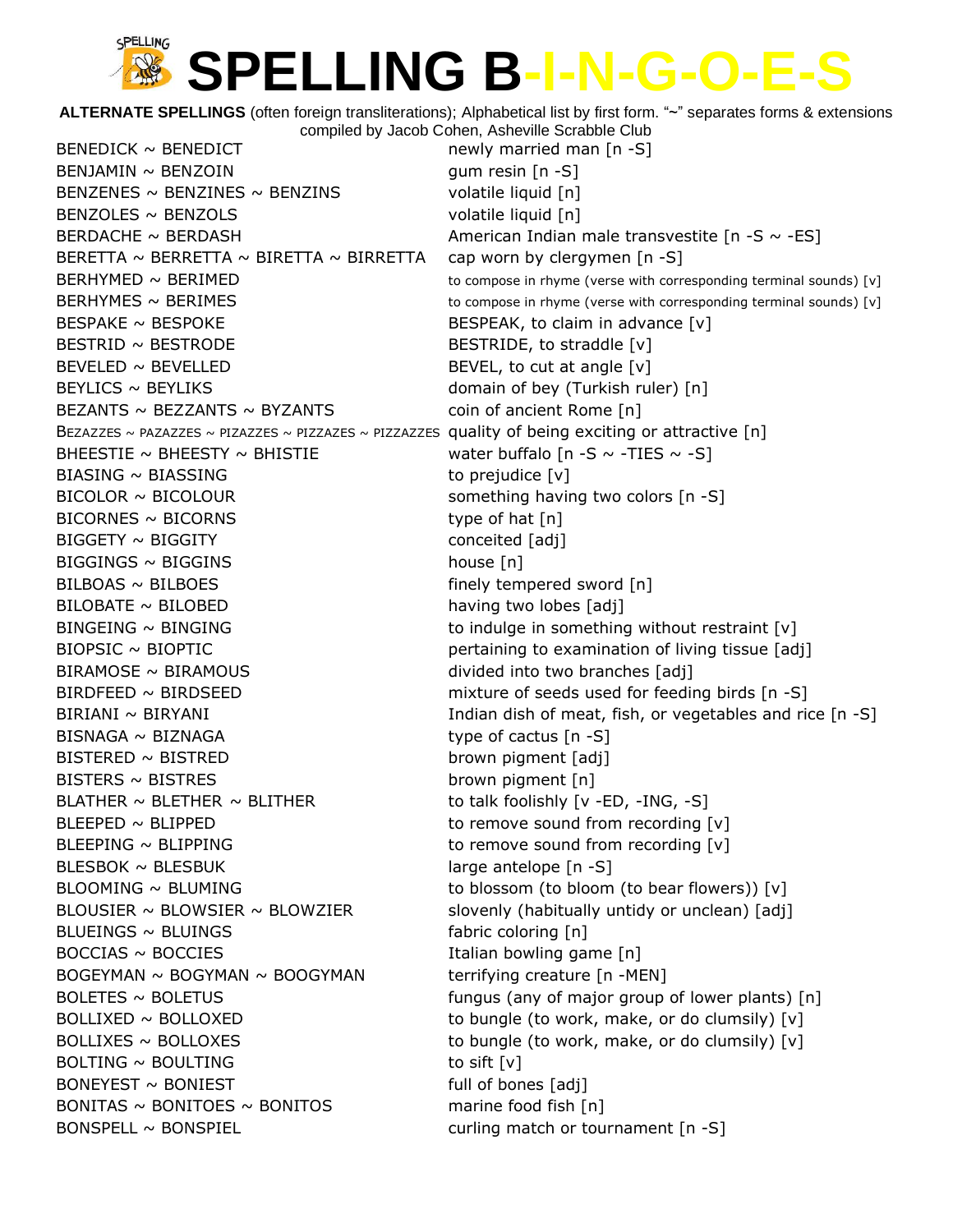# SPELLING B-I-N-G-O-E-S

**ALTERNATE SPELLINGS** (often foreign transliterations); Alphabetical list by first form. "~" separates forms & extensions
compiled by Jacob Cohen, Asheville Scrabble Club

| | |
|---|---|
| BENEDICK ~ BENEDICT | newly married man [n -S] |
| BENJAMIN ~ BENZOIN | gum resin [n -S] |
| BENZENES ~ BENZINES ~ BENZINS | volatile liquid [n] |
| BENZOLES ~ BENZOLS | volatile liquid [n] |
| BERDACHE ~ BERDASH | American Indian male transvestite [n -S ~ -ES] |
| BERETTA ~ BERRETTA ~ BIRETTA ~ BIRRETTA | cap worn by clergymen [n -S] |
| BERHYMED ~ BERIMED | to compose in rhyme (verse with corresponding terminal sounds) [v] |
| BERHYMES ~ BERIMES | to compose in rhyme (verse with corresponding terminal sounds) [v] |
| BESPAKE ~ BESPOKE | BESPEAK, to claim in advance [v] |
| BESTRID ~ BESTRODE | BESTRIDE, to straddle [v] |
| BEVELED ~ BEVELLED | BEVEL, to cut at angle [v] |
| BEYLICS ~ BEYLIKS | domain of bey (Turkish ruler) [n] |
| BEZANTS ~ BEZZANTS ~ BYZANTS | coin of ancient Rome [n] |
| BEZAZZES ~ PAZAZZES ~ PIZAZZES ~ PIZZAZES ~ PIZZAZZES | quality of being exciting or attractive [n] |
| BHEESTIE ~ BHEESTY ~ BHISTIE | water buffalo [n -S ~ -TIES ~ -S] |
| BIASING ~ BIASSING | to prejudice [v] |
| BICOLOR ~ BICOLOUR | something having two colors [n -S] |
| BICORNES ~ BICORNS | type of hat [n] |
| BIGGETY ~ BIGGITY | conceited [adj] |
| BIGGINGS ~ BIGGINS | house [n] |
| BILBOAS ~ BILBOES | finely tempered sword [n] |
| BILOBATE ~ BILOBED | having two lobes [adj] |
| BINGEING ~ BINGING | to indulge in something without restraint [v] |
| BIOPSIC ~ BIOPTIC | pertaining to examination of living tissue [adj] |
| BIRAMOSE ~ BIRAMOUS | divided into two branches [adj] |
| BIRDFEED ~ BIRDSEED | mixture of seeds used for feeding birds [n -S] |
| BIRIANI ~ BIRYANI | Indian dish of meat, fish, or vegetables and rice [n -S] |
| BISNAGA ~ BIZNAGA | type of cactus [n -S] |
| BISTERED ~ BISTRED | brown pigment [adj] |
| BISTERS ~ BISTRES | brown pigment [n] |
| BLATHER ~ BLETHER ~ BLITHER | to talk foolishly [v -ED, -ING, -S] |
| BLEEPED ~ BLIPPED | to remove sound from recording [v] |
| BLEEPING ~ BLIPPING | to remove sound from recording [v] |
| BLESBOK ~ BLESBUK | large antelope [n -S] |
| BLOOMING ~ BLUMING | to blossom (to bloom (to bear flowers)) [v] |
| BLOUSIER ~ BLOWSIER ~ BLOWZIER | slovenly (habitually untidy or unclean) [adj] |
| BLUEINGS ~ BLUINGS | fabric coloring [n] |
| BOCCIAS ~ BOCCIES | Italian bowling game [n] |
| BOGEYMAN ~ BOGYMAN ~ BOOGYMAN | terrifying creature [n -MEN] |
| BOLETES ~ BOLETUS | fungus (any of major group of lower plants) [n] |
| BOLLIXED ~ BOLLOXED | to bungle (to work, make, or do clumsily) [v] |
| BOLLIXES ~ BOLLOXES | to bungle (to work, make, or do clumsily) [v] |
| BOLTING ~ BOULTING | to sift [v] |
| BONEYEST ~ BONIEST | full of bones [adj] |
| BONITAS ~ BONITOES ~ BONITOS | marine food fish [n] |
| BONSPELL ~ BONSPIEL | curling match or tournament [n -S] |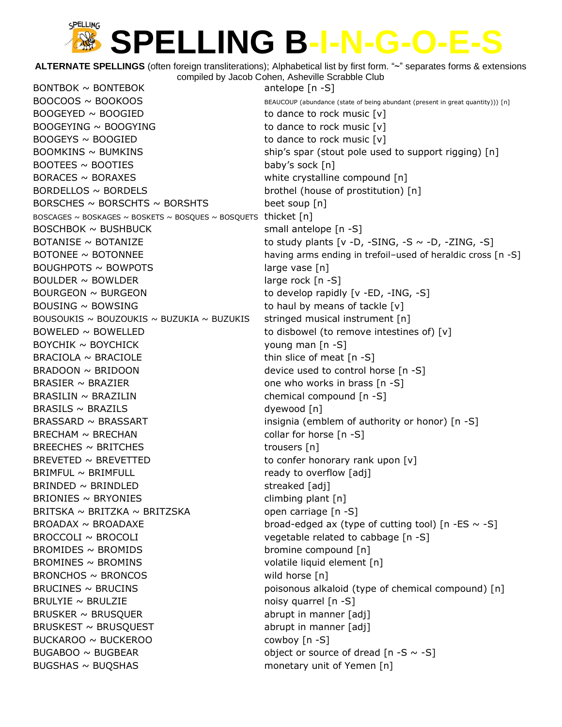# SPELLING B-I-N-G-O-E-S

**ALTERNATE SPELLINGS** (often foreign transliterations); Alphabetical list by first form. "~" separates forms & extensions
compiled by Jacob Cohen, Asheville Scrabble Club

| | |
|---|---|
| BONTBOK ~ BONTEBOK | antelope [n -S] |
| BOOCOOS ~ BOOKOOS | BEAUCOUP (abundance (state of being abundant (present in great quantity))) [n] |
| BOOGEYED ~ BOOGIED | to dance to rock music [v] |
| BOOGEYING ~ BOOGYING | to dance to rock music [v] |
| BOOGEYS ~ BOOGIED | to dance to rock music [v] |
| BOOMKINS ~ BUMKINS | ship's spar (stout pole used to support rigging) [n] |
| BOOTEES ~ BOOTIES | baby's sock [n] |
| BORACES ~ BORAXES | white crystalline compound [n] |
| BORDELLOS ~ BORDELS | brothel (house of prostitution) [n] |
| BORSCHES ~ BORSCHTS ~ BORSHTS | beet soup [n] |
| BOSCAGES ~ BOSKAGES ~ BOSKETS ~ BOSQUES ~ BOSQUETS | thicket [n] |
| BOSCHBOK ~ BUSHBUCK | small antelope [n -S] |
| BOTANISE ~ BOTANIZE | to study plants [v -D, -SING, -S ~ -D, -ZING, -S] |
| BOTONEE ~ BOTONNEE | having arms ending in trefoil–used of heraldic cross [n -S] |
| BOUGHPOTS ~ BOWPOTS | large vase [n] |
| BOULDER ~ BOWLDER | large rock [n -S] |
| BOURGEON ~ BURGEON | to develop rapidly [v -ED, -ING, -S] |
| BOUSING ~ BOWSING | to haul by means of tackle [v] |
| BOUSOUKIS ~ BOUZOUKIS ~ BUZUKIA ~ BUZUKIS | stringed musical instrument [n] |
| BOWELED ~ BOWELLED | to disbowel (to remove intestines of) [v] |
| BOYCHIK ~ BOYCHICK | young man [n -S] |
| BRACIOLA ~ BRACIOLE | thin slice of meat [n -S] |
| BRADOON ~ BRIDOON | device used to control horse [n -S] |
| BRASIER ~ BRAZIER | one who works in brass [n -S] |
| BRASILIN ~ BRAZILIN | chemical compound [n -S] |
| BRASILS ~ BRAZILS | dyewood [n] |
| BRASSARD ~ BRASSART | insignia (emblem of authority or honor) [n -S] |
| BRECHAM ~ BRECHAN | collar for horse [n -S] |
| BREECHES ~ BRITCHES | trousers [n] |
| BREVETED ~ BREVETTED | to confer honorary rank upon [v] |
| BRIMFUL ~ BRIMFULL | ready to overflow [adj] |
| BRINDED ~ BRINDLED | streaked [adj] |
| BRIONIES ~ BRYONIES | climbing plant [n] |
| BRITSKA ~ BRITZKA ~ BRITZSKA | open carriage [n -S] |
| BROADAX ~ BROADAXE | broad-edged ax (type of cutting tool) [n -ES ~ -S] |
| BROCCOLI ~ BROCOLI | vegetable related to cabbage [n -S] |
| BROMIDES ~ BROMIDS | bromine compound [n] |
| BROMINES ~ BROMINS | volatile liquid element [n] |
| BRONCHOS ~ BRONCOS | wild horse [n] |
| BRUCINES ~ BRUCINS | poisonous alkaloid (type of chemical compound) [n] |
| BRULYIE ~ BRULZIE | noisy quarrel [n -S] |
| BRUSKER ~ BRUSQUER | abrupt in manner [adj] |
| BRUSKEST ~ BRUSQUEST | abrupt in manner [adj] |
| BUCKAROO ~ BUCKEROO | cowboy [n -S] |
| BUGABOO ~ BUGBEAR | object or source of dread [n -S ~ -S] |
| BUGSHAS ~ BUQSHAS | monetary unit of Yemen [n] |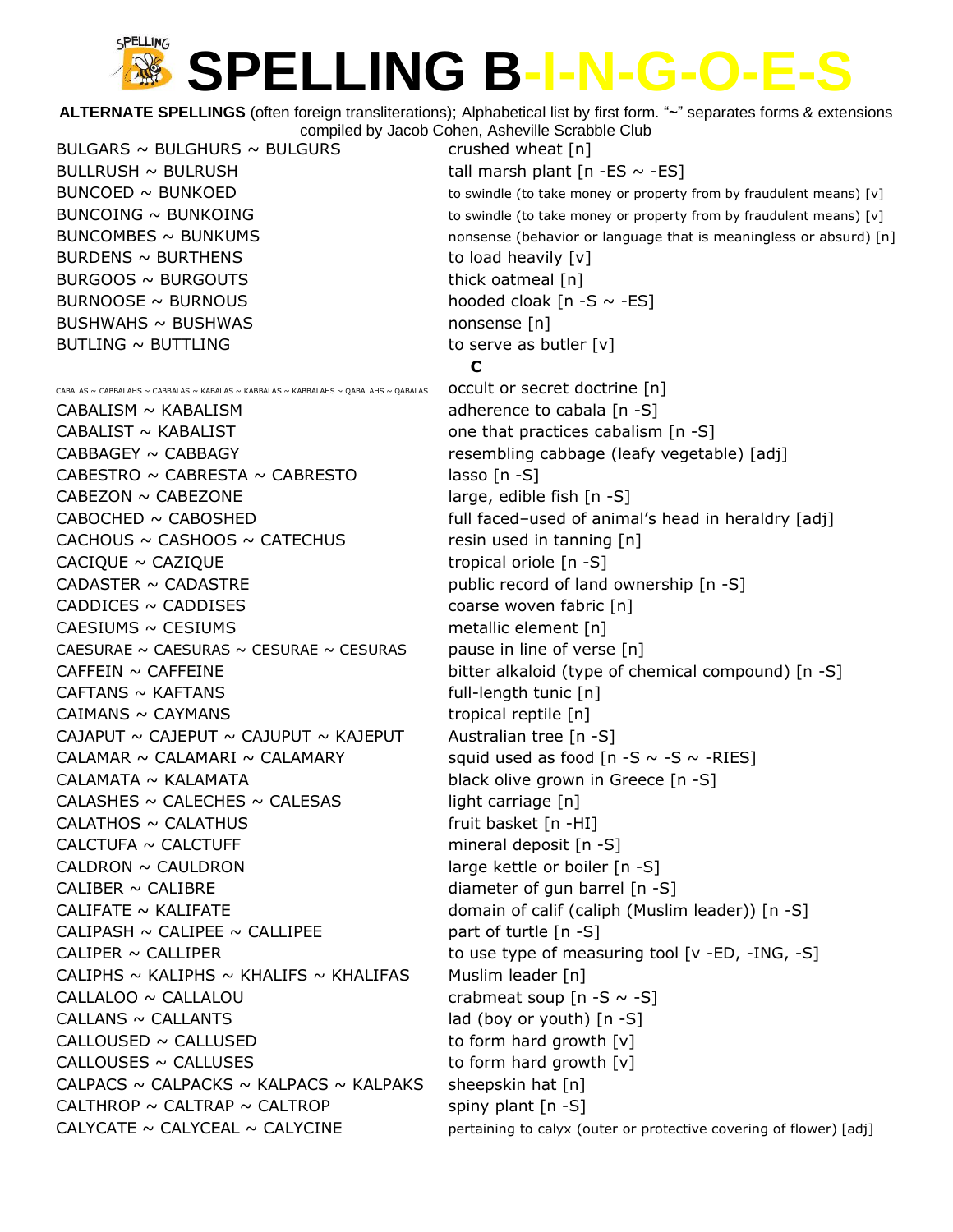# SPELLING B-I-N-G-O-E-S

**ALTERNATE SPELLINGS** (often foreign transliterations); Alphabetical list by first form. "~" separates forms & extensions compiled by Jacob Cohen, Asheville Scrabble Club

| Forms | Definition |
|---|---|
| BULGARS ~ BULGHURS ~ BULGURS | crushed wheat [n] |
| BULLRUSH ~ BULRUSH | tall marsh plant [n -ES ~ -ES] |
| BUNCOED ~ BUNKOED | to swindle (to take money or property from by fraudulent means) [v] |
| BUNCOING ~ BUNKOING | to swindle (to take money or property from by fraudulent means) [v] |
| BUNCOMBES ~ BUNKUMS | nonsense (behavior or language that is meaningless or absurd) [n] |
| BURDENS ~ BURTHENS | to load heavily [v] |
| BURGOOS ~ BURGOUTS | thick oatmeal [n] |
| BURNOOSE ~ BURNOUS | hooded cloak [n -S ~ -ES] |
| BUSHWAHS ~ BUSHWAS | nonsense [n] |
| BUTLING ~ BUTTLING | to serve as butler [v] |

**C**

| Forms | Definition |
|---|---|
| CABALAS ~ CABBALAHS ~ CABBALAS ~ KABALAS ~ KABBALAS ~ KABBALAHS ~ QABALAHS ~ QABALAS | occult or secret doctrine [n] |
| CABALISM ~ KABALISM | adherence to cabala [n -S] |
| CABALIST ~ KABALIST | one that practices cabalism [n -S] |
| CABBAGEY ~ CABBAGY | resembling cabbage (leafy vegetable) [adj] |
| CABESTRO ~ CABRESTA ~ CABRESTO | lasso [n -S] |
| CABEZON ~ CABEZONE | large, edible fish [n -S] |
| CABOCHED ~ CABOSHED | full faced–used of animal's head in heraldry [adj] |
| CACHOUS ~ CASHOOS ~ CATECHUS | resin used in tanning [n] |
| CACIQUE ~ CAZIQUE | tropical oriole [n -S] |
| CADASTER ~ CADASTRE | public record of land ownership [n -S] |
| CADDICES ~ CADDISES | coarse woven fabric [n] |
| CAESIUMS ~ CESIUMS | metallic element [n] |
| CAESURAE ~ CAESURAS ~ CESURAE ~ CESURAS | pause in line of verse [n] |
| CAFFEIN ~ CAFFEINE | bitter alkaloid (type of chemical compound) [n -S] |
| CAFTANS ~ KAFTANS | full-length tunic [n] |
| CAIMANS ~ CAYMANS | tropical reptile [n] |
| CAJAPUT ~ CAJEPUT ~ CAJUPUT ~ KAJEPUT | Australian tree [n -S] |
| CALAMAR ~ CALAMARI ~ CALAMARY | squid used as food [n -S ~ -S ~ -RIES] |
| CALAMATA ~ KALAMATA | black olive grown in Greece [n -S] |
| CALASHES ~ CALECHES ~ CALESAS | light carriage [n] |
| CALATHOS ~ CALATHUS | fruit basket [n -HI] |
| CALCTUFA ~ CALCTUFF | mineral deposit [n -S] |
| CALDRON ~ CAULDRON | large kettle or boiler [n -S] |
| CALIBER ~ CALIBRE | diameter of gun barrel [n -S] |
| CALIFATE ~ KALIFATE | domain of calif (caliph (Muslim leader)) [n -S] |
| CALIPASH ~ CALIPEE ~ CALLIPEE | part of turtle [n -S] |
| CALIPER ~ CALLIPER | to use type of measuring tool [v -ED, -ING, -S] |
| CALIPHS ~ KALIPHS ~ KHALIFS ~ KHALIFAS | Muslim leader [n] |
| CALLALOO ~ CALLALOU | crabmeat soup [n -S ~ -S] |
| CALLANS ~ CALLANTS | lad (boy or youth) [n -S] |
| CALLOUSED ~ CALLUSED | to form hard growth [v] |
| CALLOUSES ~ CALLUSES | to form hard growth [v] |
| CALPACS ~ CALPACKS ~ KALPACS ~ KALPAKS | sheepskin hat [n] |
| CALTHROP ~ CALTRAP ~ CALTROP | spiny plant [n -S] |
| CALYCATE ~ CALYCEAL ~ CALYCINE | pertaining to calyx (outer or protective covering of flower) [adj] |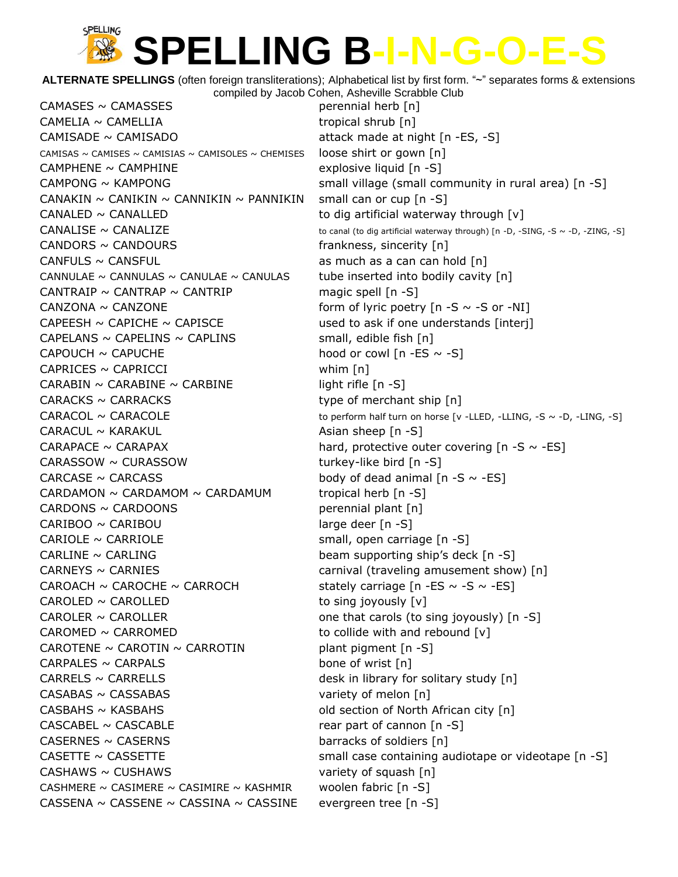# SPELLING B-I-N-G-O-E-S

**ALTERNATE SPELLINGS** (often foreign transliterations); Alphabetical list by first form. "~" separates forms & extensions
compiled by Jacob Cohen, Asheville Scrabble Club

| | |
|---|---|
| CAMASES ~ CAMASSES | perennial herb [n] |
| CAMELIA ~ CAMELLIA | tropical shrub [n] |
| CAMISADE ~ CAMISADO | attack made at night [n -ES, -S] |
| CAMISAS ~ CAMISES ~ CAMISIAS ~ CAMISOLES ~ CHEMISES | loose shirt or gown [n] |
| CAMPHENE ~ CAMPHINE | explosive liquid [n -S] |
| CAMPONG ~ KAMPONG | small village (small community in rural area) [n -S] |
| CANAKIN ~ CANIKIN ~ CANNIKIN ~ PANNIKIN | small can or cup [n -S] |
| CANALED ~ CANALLED | to dig artificial waterway through [v] |
| CANALISE ~ CANALIZE | to canal (to dig artificial waterway through) [n -D, -SING, -S ~ -D, -ZING, -S] |
| CANDORS ~ CANDOURS | frankness, sincerity [n] |
| CANFULS ~ CANSFUL | as much as a can can hold [n] |
| CANNULAE ~ CANNULAS ~ CANULAE ~ CANULAS | tube inserted into bodily cavity [n] |
| CANTRAIP ~ CANTRAP ~ CANTRIP | magic spell [n -S] |
| CANZONA ~ CANZONE | form of lyric poetry [n -S ~ -S or -NI] |
| CAPEESH ~ CAPICHE ~ CAPISCE | used to ask if one understands [interj] |
| CAPELANS ~ CAPELINS ~ CAPLINS | small, edible fish [n] |
| CAPOUCH ~ CAPUCHE | hood or cowl [n -ES ~ -S] |
| CAPRICES ~ CAPRICCI | whim [n] |
| CARABIN ~ CARABINE ~ CARBINE | light rifle [n -S] |
| CARACKS ~ CARRACKS | type of merchant ship [n] |
| CARACOL ~ CARACOLE | to perform half turn on horse [v -LLED, -LLING, -S ~ -D, -LING, -S] |
| CARACUL ~ KARAKUL | Asian sheep [n -S] |
| CARAPACE ~ CARAPAX | hard, protective outer covering [n -S ~ -ES] |
| CARASSOW ~ CURASSOW | turkey-like bird [n -S] |
| CARCASE ~ CARCASS | body of dead animal [n -S ~ -ES] |
| CARDAMON ~ CARDAMOM ~ CARDAMUM | tropical herb [n -S] |
| CARDONS ~ CARDOONS | perennial plant [n] |
| CARIBOO ~ CARIBOU | large deer [n -S] |
| CARIOLE ~ CARRIOLE | small, open carriage [n -S] |
| CARLINE ~ CARLING | beam supporting ship's deck [n -S] |
| CARNEYS ~ CARNIES | carnival (traveling amusement show) [n] |
| CAROACH ~ CAROCHE ~ CARROCH | stately carriage [n -ES ~ -S ~ -ES] |
| CAROLED ~ CAROLLED | to sing joyously [v] |
| CAROLER ~ CAROLLER | one that carols (to sing joyously) [n -S] |
| CAROMED ~ CARROMED | to collide with and rebound [v] |
| CAROTENE ~ CAROTIN ~ CARROTIN | plant pigment [n -S] |
| CARPALES ~ CARPALS | bone of wrist [n] |
| CARRELS ~ CARRELLS | desk in library for solitary study [n] |
| CASABAS ~ CASSABAS | variety of melon [n] |
| CASBAHS ~ KASBAHS | old section of North African city [n] |
| CASCABEL ~ CASCABLE | rear part of cannon [n -S] |
| CASERNES ~ CASERNS | barracks of soldiers [n] |
| CASETTE ~ CASSETTE | small case containing audiotape or videotape [n -S] |
| CASHAWS ~ CUSHAWS | variety of squash [n] |
| CASHMERE ~ CASIMERE ~ CASIMIRE ~ KASHMIR | woolen fabric [n -S] |
| CASSENA ~ CASSENE ~ CASSINA ~ CASSINE | evergreen tree [n -S] |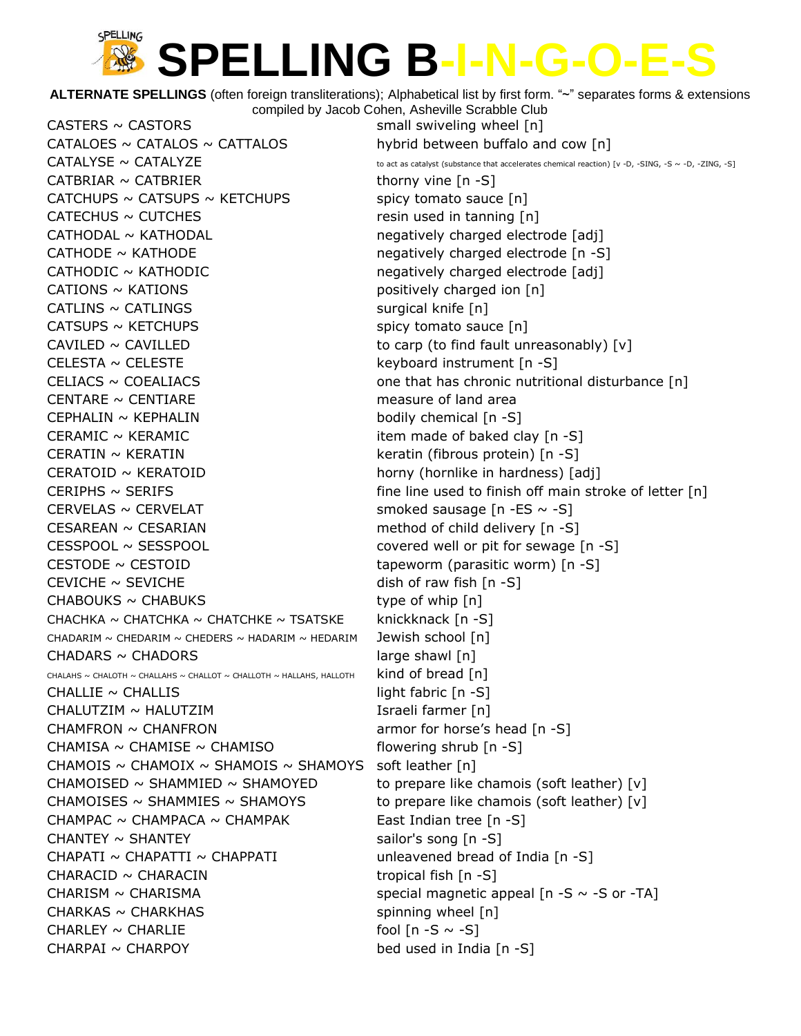# SPELLING B-I-N-G-O-E-S

**ALTERNATE SPELLINGS** (often foreign transliterations); Alphabetical list by first form. "~" separates forms & extensions
compiled by Jacob Cohen, Asheville Scrabble Club

| | |
|---|---|
| CASTERS ~ CASTORS | small swiveling wheel [n] |
| CATALOES ~ CATALOS ~ CATTALOS | hybrid between buffalo and cow [n] |
| CATALYSE ~ CATALYZE | to act as catalyst (substance that accelerates chemical reaction) [v -D, -SING, -S ~ -D, -ZING, -S] |
| CATBRIAR ~ CATBRIER | thorny vine [n -S] |
| CATCHUPS ~ CATSUPS ~ KETCHUPS | spicy tomato sauce [n] |
| CATECHUS ~ CUTCHES | resin used in tanning [n] |
| CATHODAL ~ KATHODAL | negatively charged electrode [adj] |
| CATHODE ~ KATHODE | negatively charged electrode [n -S] |
| CATHODIC ~ KATHODIC | negatively charged electrode [adj] |
| CATIONS ~ KATIONS | positively charged ion [n] |
| CATLINS ~ CATLINGS | surgical knife [n] |
| CATSUPS ~ KETCHUPS | spicy tomato sauce [n] |
| CAVILED ~ CAVILLED | to carp (to find fault unreasonably) [v] |
| CELESTA ~ CELESTE | keyboard instrument [n -S] |
| CELIACS ~ COEALIACS | one that has chronic nutritional disturbance [n] |
| CENTARE ~ CENTIARE | measure of land area |
| CEPHALIN ~ KEPHALIN | bodily chemical [n -S] |
| CERAMIC ~ KERAMIC | item made of baked clay [n -S] |
| CERATIN ~ KERATIN | keratin (fibrous protein) [n -S] |
| CERATOID ~ KERATOID | horny (hornlike in hardness) [adj] |
| CERIPHS ~ SERIFS | fine line used to finish off main stroke of letter [n] |
| CERVELAS ~ CERVELAT | smoked sausage [n -ES ~ -S] |
| CESAREAN ~ CESARIAN | method of child delivery [n -S] |
| CESSPOOL ~ SESSPOOL | covered well or pit for sewage [n -S] |
| CESTODE ~ CESTOID | tapeworm (parasitic worm) [n -S] |
| CEVICHE ~ SEVICHE | dish of raw fish [n -S] |
| CHABOUKS ~ CHABUKS | type of whip [n] |
| CHACHKA ~ CHATCHKA ~ CHATCHKE ~ TSATSKE | knickknack [n -S] |
| CHADARIM ~ CHEDARIM ~ CHEDERS ~ HADARIM ~ HEDARIM | Jewish school [n] |
| CHADARS ~ CHADORS | large shawl [n] |
| CHALAHS ~ CHALOTH ~ CHALLAHS ~ CHALLOT ~ CHALLOTH ~ HALLAHS, HALLOTH | kind of bread [n] |
| CHALLIE ~ CHALLIS | light fabric [n -S] |
| CHALUTZIM ~ HALUTZIM | Israeli farmer [n] |
| CHAMFRON ~ CHANFRON | armor for horse's head [n -S] |
| CHAMISA ~ CHAMISE ~ CHAMISO | flowering shrub [n -S] |
| CHAMOIS ~ CHAMOIX ~ SHAMOIS ~ SHAMOYS | soft leather [n] |
| CHAMOISED ~ SHAMMIED ~ SHAMOYED | to prepare like chamois (soft leather) [v] |
| CHAMOISES ~ SHAMMIES ~ SHAMOYS | to prepare like chamois (soft leather) [v] |
| CHAMPAC ~ CHAMPACA ~ CHAMPAK | East Indian tree [n -S] |
| CHANTEY ~ SHANTEY | sailor's song [n -S] |
| CHAPATI ~ CHAPATTI ~ CHAPPATI | unleavened bread of India [n -S] |
| CHARACID ~ CHARACIN | tropical fish [n -S] |
| CHARISM ~ CHARISMA | special magnetic appeal [n -S ~ -S or -TA] |
| CHARKAS ~ CHARKHAS | spinning wheel [n] |
| CHARLEY ~ CHARLIE | fool [n -S ~ -S] |
| CHARPAI ~ CHARPOY | bed used in India [n -S] |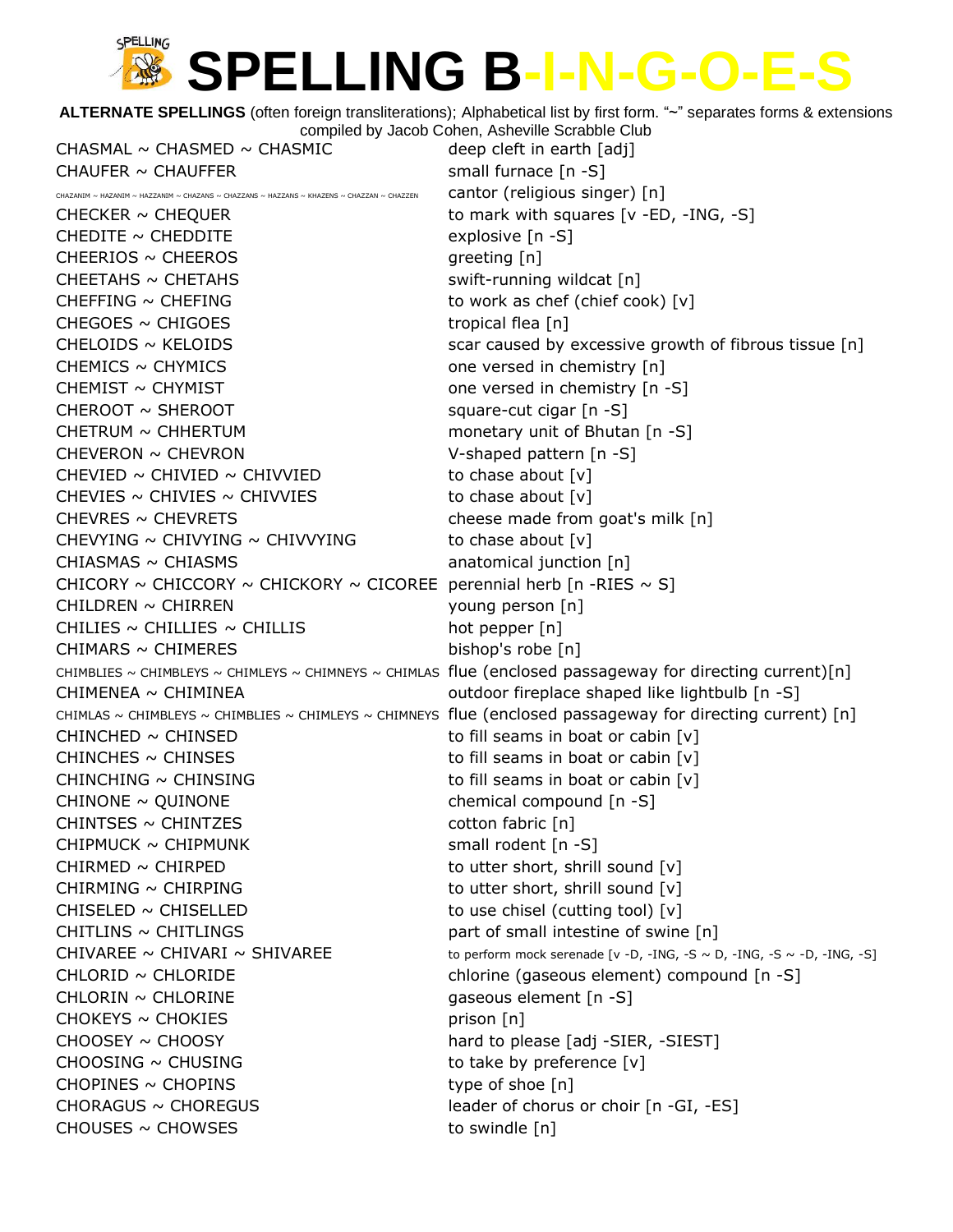# SPELLING B-I-N-G-O-E-S

**ALTERNATE SPELLINGS** (often foreign transliterations); Alphabetical list by first form. "~" separates forms & extensions
compiled by Jacob Cohen, Asheville Scrabble Club

| | |
|---|---|
| CHASMAL ~ CHASMED ~ CHASMIC | deep cleft in earth [adj] |
| CHAUFER ~ CHAUFFER | small furnace [n -S] |
| CHAZANIM ~ HAZANIM ~ HAZZANIM ~ CHAZANS ~ CHAZZANS ~ HAZZANS ~ KHAZENS ~ CHAZZAN ~ CHAZZEN | cantor (religious singer) [n] |
| CHECKER ~ CHEQUER | to mark with squares [v -ED, -ING, -S] |
| CHEDITE ~ CHEDDITE | explosive [n -S] |
| CHEERIOS ~ CHEEROS | greeting [n] |
| CHEETAHS ~ CHETAHS | swift-running wildcat [n] |
| CHEFFING ~ CHEFING | to work as chef (chief cook) [v] |
| CHEGOES ~ CHIGOES | tropical flea [n] |
| CHELOIDS ~ KELOIDS | scar caused by excessive growth of fibrous tissue [n] |
| CHEMICS ~ CHYMICS | one versed in chemistry [n] |
| CHEMIST ~ CHYMIST | one versed in chemistry [n -S] |
| CHEROOT ~ SHEROOT | square-cut cigar [n -S] |
| CHETRUM ~ CHHERTUM | monetary unit of Bhutan [n -S] |
| CHEVERON ~ CHEVRON | V-shaped pattern [n -S] |
| CHEVIED ~ CHIVIED ~ CHIVVIED | to chase about [v] |
| CHEVIES ~ CHIVIES ~ CHIVVIES | to chase about [v] |
| CHEVRES ~ CHEVRETS | cheese made from goat's milk [n] |
| CHEVYING ~ CHIVYING ~ CHIVVYING | to chase about [v] |
| CHIASMAS ~ CHIASMS | anatomical junction [n] |
| CHICORY ~ CHICCORY ~ CHICKORY ~ CICOREE | perennial herb [n -RIES ~ S] |
| CHILDREN ~ CHIRREN | young person [n] |
| CHILIES ~ CHILLIES ~ CHILLIS | hot pepper [n] |
| CHIMARS ~ CHIMERES | bishop's robe [n] |
| CHIMBLIES ~ CHIMBLEYS ~ CHIMLEYS ~ CHIMNEYS ~ CHIMLAS | flue (enclosed passageway for directing current)[n] |
| CHIMENEA ~ CHIMINEA | outdoor fireplace shaped like lightbulb [n -S] |
| CHIMLAS ~ CHIMBLEYS ~ CHIMBLIES ~ CHIMLEYS ~ CHIMNEYS | flue (enclosed passageway for directing current) [n] |
| CHINCHED ~ CHINSED | to fill seams in boat or cabin [v] |
| CHINCHES ~ CHINSES | to fill seams in boat or cabin [v] |
| CHINCHING ~ CHINSING | to fill seams in boat or cabin [v] |
| CHINONE ~ QUINONE | chemical compound [n -S] |
| CHINTSES ~ CHINTZES | cotton fabric [n] |
| CHIPMUCK ~ CHIPMUNK | small rodent [n -S] |
| CHIRMED ~ CHIRPED | to utter short, shrill sound [v] |
| CHIRMING ~ CHIRPING | to utter short, shrill sound [v] |
| CHISELED ~ CHISELLED | to use chisel (cutting tool) [v] |
| CHITLINS ~ CHITLINGS | part of small intestine of swine [n] |
| CHIVAREE ~ CHIVARI ~ SHIVAREE | to perform mock serenade [v -D, -ING, -S ~ D, -ING, -S ~ -D, -ING, -S] |
| CHLORID ~ CHLORIDE | chlorine (gaseous element) compound [n -S] |
| CHLORIN ~ CHLORINE | gaseous element [n -S] |
| CHOKEYS ~ CHOKIES | prison [n] |
| CHOOSEY ~ CHOOSY | hard to please [adj -SIER, -SIEST] |
| CHOOSING ~ CHUSING | to take by preference [v] |
| CHOPINES ~ CHOPINS | type of shoe [n] |
| CHORAGUS ~ CHOREGUS | leader of chorus or choir [n -GI, -ES] |
| CHOUSES ~ CHOWSES | to swindle [n] |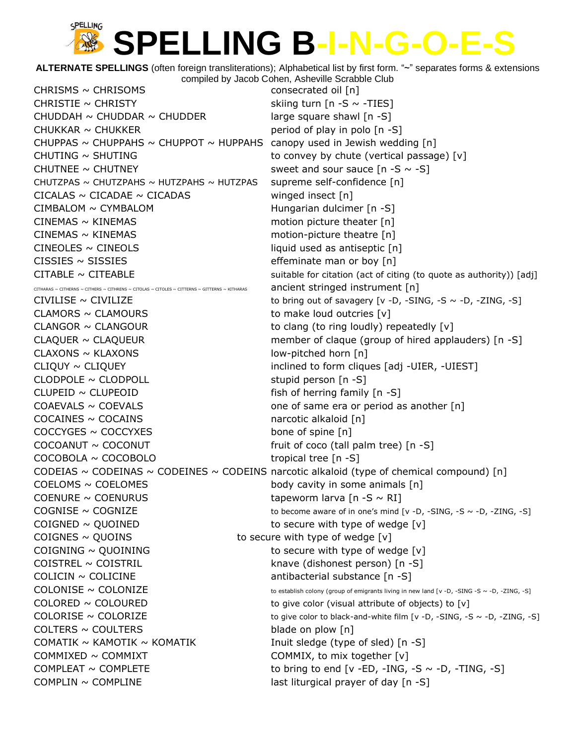# SPELLING B-I-N-G-O-E-S

**ALTERNATE SPELLINGS** (often foreign transliterations); Alphabetical list by first form. "~" separates forms & extensions
compiled by Jacob Cohen, Asheville Scrabble Club

| Forms | Definition |
|---|---|
| CHRISMS ~ CHRISOMS | consecrated oil [n] |
| CHRISTIE ~ CHRISTY | skiing turn [n -S ~ -TIES] |
| CHUDDAH ~ CHUDDAR ~ CHUDDER | large square shawl [n -S] |
| CHUKKAR ~ CHUKKER | period of play in polo [n -S] |
| CHUPPAS ~ CHUPPAHS ~ CHUPPOT ~ HUPPAHS | canopy used in Jewish wedding [n] |
| CHUTING ~ SHUTING | to convey by chute (vertical passage) [v] |
| CHUTNEE ~ CHUTNEY | sweet and sour sauce [n -S ~ -S] |
| CHUTZPAS ~ CHUTZPAHS ~ HUTZPAHS ~ HUTZPAS | supreme self-confidence [n] |
| CICALAS ~ CICADAE ~ CICADAS | winged insect [n] |
| CIMBALOM ~ CYMBALOM | Hungarian dulcimer [n -S] |
| CINEMAS ~ KINEMAS | motion picture theater [n] |
| CINEMAS ~ KINEMAS | motion-picture theatre [n] |
| CINEOLES ~ CINEOLS | liquid used as antiseptic [n] |
| CISSIES ~ SISSIES | effeminate man or boy [n] |
| CITABLE ~ CITEABLE | suitable for citation (act of citing (to quote as authority)) [adj] |
| CITHARAS ~ CITHERNS ~ CITHERS ~ CITHRENS ~ CITOLAS ~ CITOLES ~ CITTERNS ~ GITTERNS ~ KITHARAS | ancient stringed instrument [n] |
| CIVILISE ~ CIVILIZE | to bring out of savagery [v -D, -SING, -S ~ -D, -ZING, -S] |
| CLAMORS ~ CLAMOURS | to make loud outcries [v] |
| CLANGOR ~ CLANGOUR | to clang (to ring loudly) repeatedly [v] |
| CLAQUER ~ CLAQUEUR | member of claque (group of hired applauders) [n -S] |
| CLAXONS ~ KLAXONS | low-pitched horn [n] |
| CLIQUY ~ CLIQUEY | inclined to form cliques [adj -UIER, -UIEST] |
| CLODPOLE ~ CLODPOLL | stupid person [n -S] |
| CLUPEID ~ CLUPEOID | fish of herring family [n -S] |
| COAEVALS ~ COEVALS | one of same era or period as another [n] |
| COCAINES ~ COCAINS | narcotic alkaloid [n] |
| COCCYGES ~ COCCYXES | bone of spine [n] |
| COCOANUT ~ COCONUT | fruit of coco (tall palm tree) [n -S] |
| COCOBOLA ~ COCOBOLO | tropical tree [n -S] |
| CODEIAS ~ CODEINAS ~ CODEINES ~ CODEINS | narcotic alkaloid (type of chemical compound) [n] |
| COELOMS ~ COELOMES | body cavity in some animals [n] |
| COENURE ~ COENURUS | tapeworm larva [n -S ~ RI] |
| COGNISE ~ COGNIZE | to become aware of in one's mind [v -D, -SING, -S ~ -D, -ZING, -S] |
| COIGNED ~ QUOINED | to secure with type of wedge [v] |
| COIGNES ~ QUOINS | to secure with type of wedge [v] |
| COIGNING ~ QUOINING | to secure with type of wedge [v] |
| COISTREL ~ COISTRIL | knave (dishonest person) [n -S] |
| COLICIN ~ COLICINE | antibacterial substance [n -S] |
| COLONISE ~ COLONIZE | to establish colony (group of emigrants living in new land [v -D, -SING -S ~ -D, -ZING, -S] |
| COLORED ~ COLOURED | to give color (visual attribute of objects) to [v] |
| COLORISE ~ COLORIZE | to give color to black-and-white film [v -D, -SING, -S ~ -D, -ZING, -S] |
| COLTERS ~ COULTERS | blade on plow [n] |
| COMATIK ~ KAMOTIK ~ KOMATIK | Inuit sledge (type of sled) [n -S] |
| COMMIXED ~ COMMIXT | COMMIX, to mix together [v] |
| COMPLEAT ~ COMPLETE | to bring to end [v -ED, -ING, -S ~ -D, -TING, -S] |
| COMPLIN ~ COMPLINE | last liturgical prayer of day [n -S] |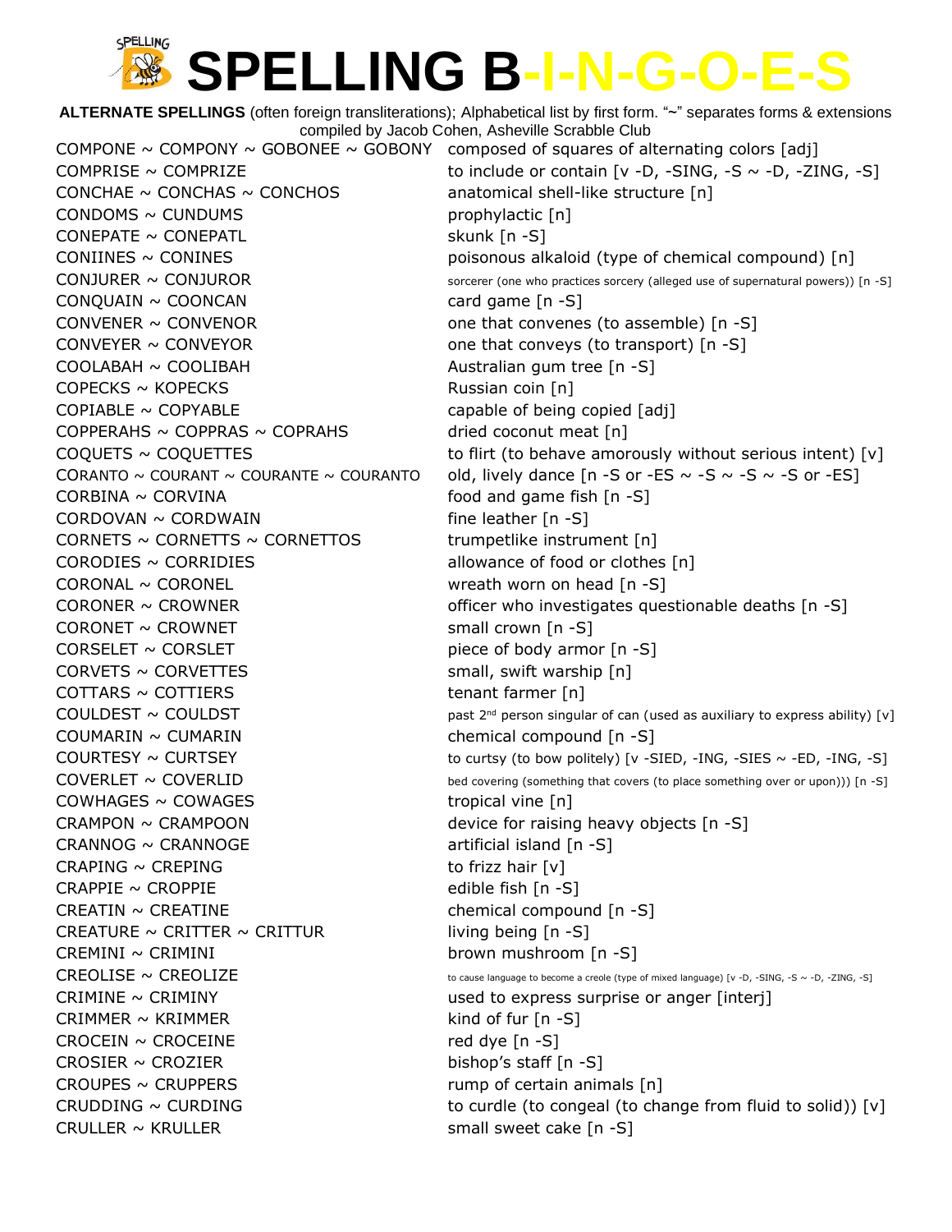# SPELLING B-I-N-G-O-E-S

**ALTERNATE SPELLINGS** (often foreign transliterations); Alphabetical list by first form. "~" separates forms & extensions compiled by Jacob Cohen, Asheville Scrabble Club

| Forms | Definition |
|---|---|
| COMPONE ~ COMPONY ~ GOBONEE ~ GOBONY | composed of squares of alternating colors [adj] |
| COMPRISE ~ COMPRIZE | to include or contain [v -D, -SING, -S ~ -D, -ZING, -S] |
| CONCHAE ~ CONCHAS ~ CONCHOS | anatomical shell-like structure [n] |
| CONDOMS ~ CUNDUMS | prophylactic [n] |
| CONEPATE ~ CONEPATL | skunk [n -S] |
| CONIINES ~ CONINES | poisonous alkaloid (type of chemical compound) [n] |
| CONJURER ~ CONJUROR | sorcerer (one who practices sorcery (alleged use of supernatural powers)) [n -S] |
| CONQUAIN ~ COONCAN | card game [n -S] |
| CONVENER ~ CONVENOR | one that convenes (to assemble) [n -S] |
| CONVEYER ~ CONVEYOR | one that conveys (to transport) [n -S] |
| COOLABAH ~ COOLIBAH | Australian gum tree [n -S] |
| COPECKS ~ KOPECKS | Russian coin [n] |
| COPIABLE ~ COPYABLE | capable of being copied [adj] |
| COPPERAHS ~ COPPRAS ~ COPRAHS | dried coconut meat [n] |
| COQUETS ~ COQUETTES | to flirt (to behave amorously without serious intent) [v] |
| CORANTO ~ COURANT ~ COURANTE ~ COURANTO | old, lively dance [n -S or -ES ~ -S ~ -S ~ -S or -ES] |
| CORBINA ~ CORVINA | food and game fish [n -S] |
| CORDOVAN ~ CORDWAIN | fine leather [n -S] |
| CORNETS ~ CORNETTS ~ CORNETTOS | trumpetlike instrument [n] |
| CORODIES ~ CORRIDIES | allowance of food or clothes [n] |
| CORONAL ~ CORONEL | wreath worn on head [n -S] |
| CORONER ~ CROWNER | officer who investigates questionable deaths [n -S] |
| CORONET ~ CROWNET | small crown [n -S] |
| CORSELET ~ CORSLET | piece of body armor [n -S] |
| CORVETS ~ CORVETTES | small, swift warship [n] |
| COTTARS ~ COTTIERS | tenant farmer [n] |
| COULDEST ~ COULDST | past 2nd person singular of can (used as auxiliary to express ability) [v] |
| COUMARIN ~ CUMARIN | chemical compound [n -S] |
| COURTESY ~ CURTSEY | to curtsy (to bow politely) [v -SIED, -ING, -SIES ~ -ED, -ING, -S] |
| COVERLET ~ COVERLID | bed covering (something that covers (to place something over or upon))) [n -S] |
| COWHAGES ~ COWAGES | tropical vine [n] |
| CRAMPON ~ CRAMPOON | device for raising heavy objects [n -S] |
| CRANNOG ~ CRANNOGE | artificial island [n -S] |
| CRAPING ~ CREPING | to frizz hair [v] |
| CRAPPIE ~ CROPPIE | edible fish [n -S] |
| CREATIN ~ CREATINE | chemical compound [n -S] |
| CREATURE ~ CRITTER ~ CRITTUR | living being [n -S] |
| CREMINI ~ CRIMINI | brown mushroom [n -S] |
| CREOLISE ~ CREOLIZE | to cause language to become a creole (type of mixed language) [v -D, -SING, -S ~ -D, -ZING, -S] |
| CRIMINE ~ CRIMINY | used to express surprise or anger [interj] |
| CRIMMER ~ KRIMMER | kind of fur [n -S] |
| CROCEIN ~ CROCEINE | red dye [n -S] |
| CROSIER ~ CROZIER | bishop's staff [n -S] |
| CROUPES ~ CRUPPERS | rump of certain animals [n] |
| CRUDDING ~ CURDING | to curdle (to congeal (to change from fluid to solid)) [v] |
| CRULLER ~ KRULLER | small sweet cake [n -S] |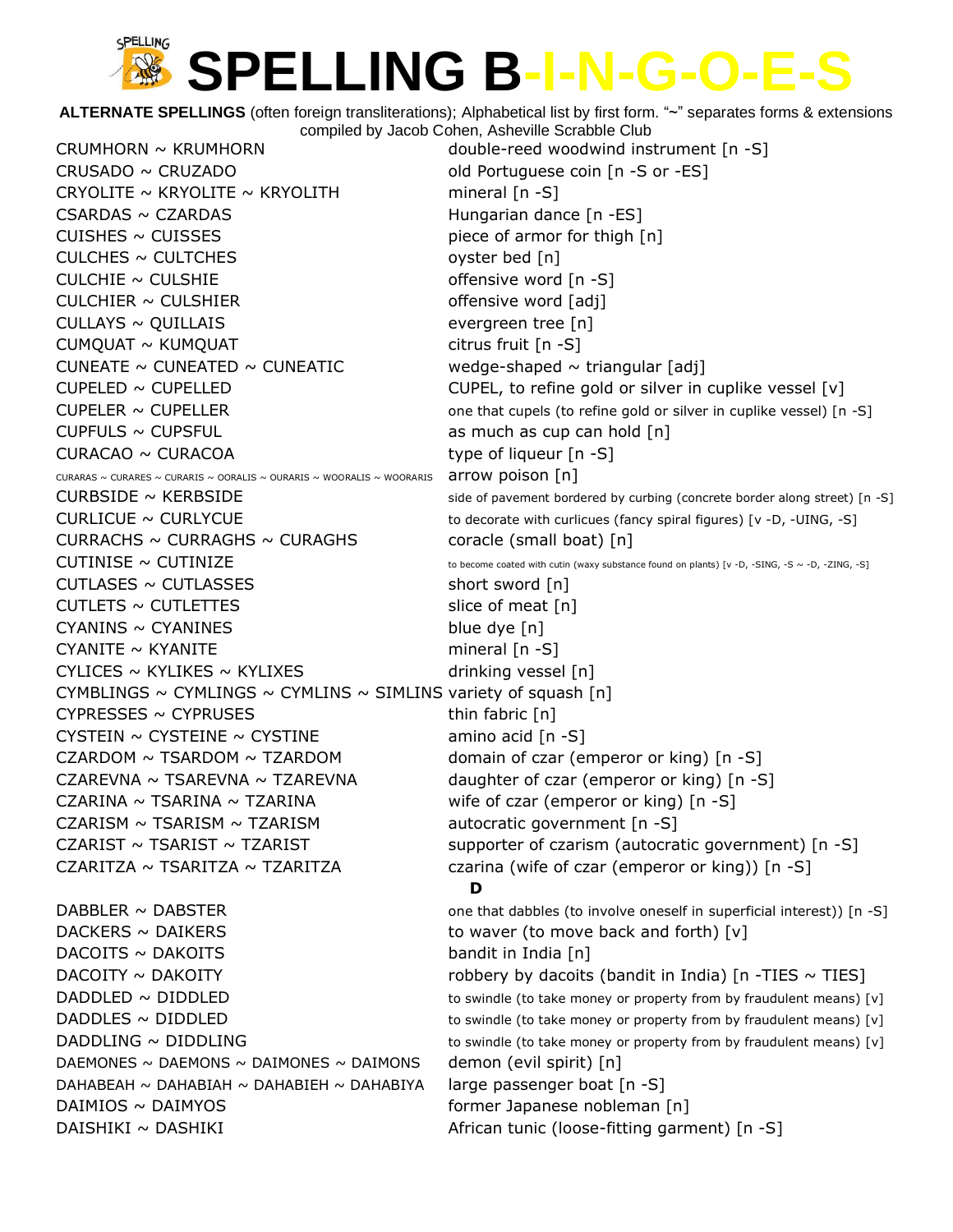# SPELLING B-I-N-G-O-E-S

**ALTERNATE SPELLINGS** (often foreign transliterations); Alphabetical list by first form. "~" separates forms & extensions compiled by Jacob Cohen, Asheville Scrabble Club

| Forms | Definition |
|---|---|
| CRUMHORN ~ KRUMHORN | double-reed woodwind instrument [n -S] |
| CRUSADO ~ CRUZADO | old Portuguese coin [n -S or -ES] |
| CRYOLITE ~ KRYOLITE ~ KRYOLITH | mineral [n -S] |
| CSARDAS ~ CZARDAS | Hungarian dance [n -ES] |
| CUISHES ~ CUISSES | piece of armor for thigh [n] |
| CULCHES ~ CULTCHES | oyster bed [n] |
| CULCHIE ~ CULSHIE | offensive word [n -S] |
| CULCHIER ~ CULSHIER | offensive word [adj] |
| CULLAYS ~ QUILLAIS | evergreen tree [n] |
| CUMQUAT ~ KUMQUAT | citrus fruit [n -S] |
| CUNEATE ~ CUNEATED ~ CUNEATIC | wedge-shaped ~ triangular [adj] |
| CUPELED ~ CUPELLED | CUPEL, to refine gold or silver in cuplike vessel [v] |
| CUPELER ~ CUPELLER | one that cupels (to refine gold or silver in cuplike vessel) [n -S] |
| CUPFULS ~ CUPSFUL | as much as cup can hold [n] |
| CURACAO ~ CURACOA | type of liqueur [n -S] |
| CURARAS ~ CURARES ~ CURARIS ~ OORALIS ~ OURARIS ~ WOORALIS ~ WOORARIS | arrow poison [n] |
| CURBSIDE ~ KERBSIDE | side of pavement bordered by curbing (concrete border along street) [n -S] |
| CURLICUE ~ CURLYCUE | to decorate with curlicues (fancy spiral figures) [v -D, -UING, -S] |
| CURRACHS ~ CURRAGHS ~ CURAGHS | coracle (small boat) [n] |
| CUTINISE ~ CUTINIZE | to become coated with cutin (waxy substance found on plants) [v -D, -SING, -S ~ -D, -ZING, -S] |
| CUTLASES ~ CUTLASSES | short sword [n] |
| CUTLETS ~ CUTLETTES | slice of meat [n] |
| CYANINS ~ CYANINES | blue dye [n] |
| CYANITE ~ KYANITE | mineral [n -S] |
| CYLICES ~ KYLIKES ~ KYLIXES | drinking vessel [n] |
| CYMBLINGS ~ CYMLINGS ~ CYMLINS ~ SIMLINS | variety of squash [n] |
| CYPRESSES ~ CYPRUSES | thin fabric [n] |
| CYSTEIN ~ CYSTEINE ~ CYSTINE | amino acid [n -S] |
| CZARDOM ~ TSARDOM ~ TZARDOM | domain of czar (emperor or king) [n -S] |
| CZAREVNA ~ TSAREVNA ~ TZAREVNA | daughter of czar (emperor or king) [n -S] |
| CZARINA ~ TSARINA ~ TZARINA | wife of czar (emperor or king) [n -S] |
| CZARISM ~ TSARISM ~ TZARISM | autocratic government [n -S] |
| CZARIST ~ TSARIST ~ TZARIST | supporter of czarism (autocratic government) [n -S] |
| CZARITZA ~ TSARITZA ~ TZARITZA | czarina (wife of czar (emperor or king)) [n -S] |

**D**

| Forms | Definition |
|---|---|
| DABBLER ~ DABSTER | one that dabbles (to involve oneself in superficial interest)) [n -S] |
| DACKERS ~ DAIKERS | to waver (to move back and forth) [v] |
| DACOITS ~ DAKOITS | bandit in India [n] |
| DACOITY ~ DAKOITY | robbery by dacoits (bandit in India) [n -TIES ~ TIES] |
| DADDLED ~ DIDDLED | to swindle (to take money or property from by fraudulent means) [v] |
| DADDLES ~ DIDDLED | to swindle (to take money or property from by fraudulent means) [v] |
| DADDLING ~ DIDDLING | to swindle (to take money or property from by fraudulent means) [v] |
| DAEMONES ~ DAEMONS ~ DAIMONES ~ DAIMONS | demon (evil spirit) [n] |
| DAHABEAH ~ DAHABIAH ~ DAHABIEH ~ DAHABIYA | large passenger boat [n -S] |
| DAIMIOS ~ DAIMYOS | former Japanese nobleman [n] |
| DAISHIKI ~ DASHIKI | African tunic (loose-fitting garment) [n -S] |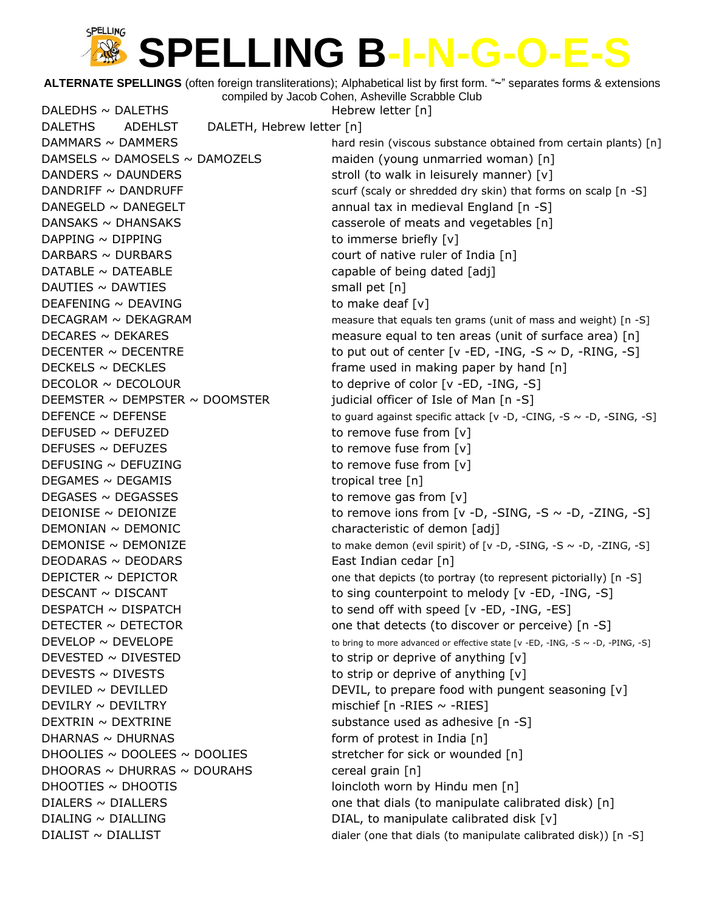# SPELLING B-I-N-G-O-E-S

**ALTERNATE SPELLINGS** (often foreign transliterations); Alphabetical list by first form. "~" separates forms & extensions compiled by Jacob Cohen, Asheville Scrabble Club

| Forms | Definition |
|---|---|
| DALEDHS ~ DALETHS | Hebrew letter [n] |
| DALETHS ADEHLST | DALETH, Hebrew letter [n] |
| DAMMARS ~ DAMMERS | hard resin (viscous substance obtained from certain plants) [n] |
| DAMSELS ~ DAMOSELS ~ DAMOZELS | maiden (young unmarried woman) [n] |
| DANDERS ~ DAUNDERS | stroll (to walk in leisurely manner) [v] |
| DANDRIFF ~ DANDRUFF | scurf (scaly or shredded dry skin) that forms on scalp [n -S] |
| DANEGELD ~ DANEGELT | annual tax in medieval England [n -S] |
| DANSAKS ~ DHANSAKS | casserole of meats and vegetables [n] |
| DAPPING ~ DIPPING | to immerse briefly [v] |
| DARBARS ~ DURBARS | court of native ruler of India [n] |
| DATABLE ~ DATEABLE | capable of being dated [adj] |
| DAUTIES ~ DAWTIES | small pet [n] |
| DEAFENING ~ DEAVING | to make deaf [v] |
| DECAGRAM ~ DEKAGRAM | measure that equals ten grams (unit of mass and weight) [n -S] |
| DECARES ~ DEKARES | measure equal to ten areas (unit of surface area) [n] |
| DECENTER ~ DECENTRE | to put out of center [v -ED, -ING, -S ~ D, -RING, -S] |
| DECKELS ~ DECKLES | frame used in making paper by hand [n] |
| DECOLOR ~ DECOLOUR | to deprive of color [v -ED, -ING, -S] |
| DEEMSTER ~ DEMPSTER ~ DOOMSTER | judicial officer of Isle of Man [n -S] |
| DEFENCE ~ DEFENSE | to guard against specific attack [v -D, -CING, -S ~ -D, -SING, -S] |
| DEFUSED ~ DEFUZED | to remove fuse from [v] |
| DEFUSES ~ DEFUZES | to remove fuse from [v] |
| DEFUSING ~ DEFUZING | to remove fuse from [v] |
| DEGAMES ~ DEGAMIS | tropical tree [n] |
| DEGASES ~ DEGASSES | to remove gas from [v] |
| DEIONISE ~ DEIONIZE | to remove ions from [v -D, -SING, -S ~ -D, -ZING, -S] |
| DEMONIAN ~ DEMONIC | characteristic of demon [adj] |
| DEMONISE ~ DEMONIZE | to make demon (evil spirit) of [v -D, -SING, -S ~ -D, -ZING, -S] |
| DEODARAS ~ DEODARS | East Indian cedar [n] |
| DEPICTER ~ DEPICTOR | one that depicts (to portray (to represent pictorially) [n -S] |
| DESCANT ~ DISCANT | to sing counterpoint to melody [v -ED, -ING, -S] |
| DESPATCH ~ DISPATCH | to send off with speed [v -ED, -ING, -ES] |
| DETECTER ~ DETECTOR | one that detects (to discover or perceive) [n -S] |
| DEVELOP ~ DEVELOPE | to bring to more advanced or effective state [v -ED, -ING, -S ~ -D, -PING, -S] |
| DEVESTED ~ DIVESTED | to strip or deprive of anything [v] |
| DEVESTS ~ DIVESTS | to strip or deprive of anything [v] |
| DEVILED ~ DEVILLED | DEVIL, to prepare food with pungent seasoning [v] |
| DEVILRY ~ DEVILTRY | mischief [n -RIES ~ -RIES] |
| DEXTRIN ~ DEXTRINE | substance used as adhesive [n -S] |
| DHARNAS ~ DHURNAS | form of protest in India [n] |
| DHOOLIES ~ DOOLEES ~ DOOLIES | stretcher for sick or wounded [n] |
| DHOORAS ~ DHURRAS ~ DOURAHS | cereal grain [n] |
| DHOOTIES ~ DHOOTIS | loincloth worn by Hindu men [n] |
| DIALERS ~ DIALLERS | one that dials (to manipulate calibrated disk) [n] |
| DIALING ~ DIALLING | DIAL, to manipulate calibrated disk [v] |
| DIALIST ~ DIALLIST | dialer (one that dials (to manipulate calibrated disk)) [n -S] |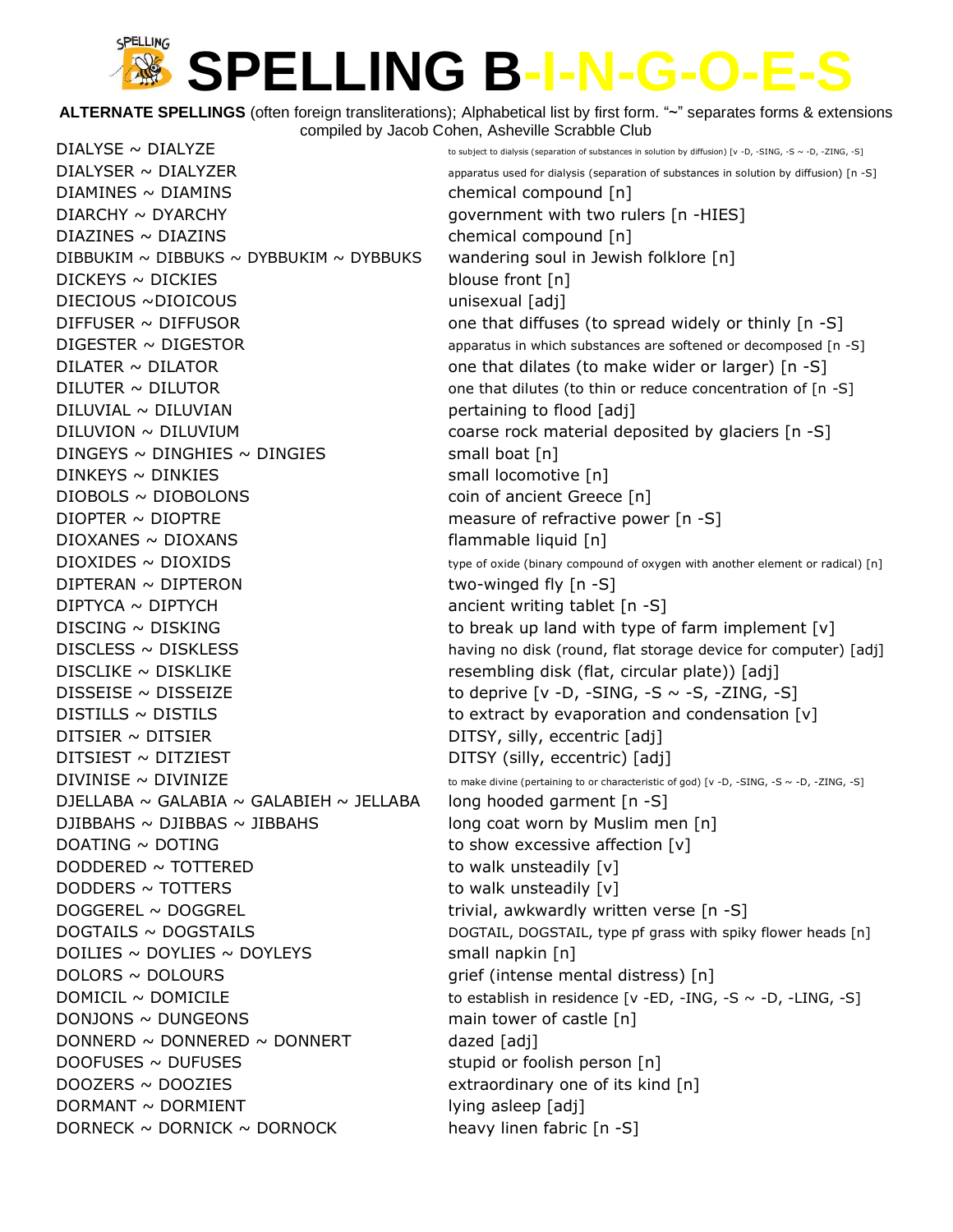# SPELLING B-I-N-G-O-E-S

**ALTERNATE SPELLINGS** (often foreign transliterations); Alphabetical list by first form. "~" separates forms & extensions
compiled by Jacob Cohen, Asheville Scrabble Club

| | |
|---|---|
| DIALYSE ~ DIALYZE | to subject to dialysis (separation of substances in solution by diffusion) [v -D, -SING, -S ~ -D, -ZING, -S] |
| DIALYSER ~ DIALYZER | apparatus used for dialysis (separation of substances in solution by diffusion) [n -S] |
| DIAMINES ~ DIAMINS | chemical compound [n] |
| DIARCHY ~ DYARCHY | government with two rulers [n -HIES] |
| DIAZINES ~ DIAZINS | chemical compound [n] |
| DIBBUKIM ~ DIBBUKS ~ DYBBUKIM ~ DYBBUKS | wandering soul in Jewish folklore [n] |
| DICKEYS ~ DICKIES | blouse front [n] |
| DIECIOUS ~DIOICOUS | unisexual [adj] |
| DIFFUSER ~ DIFFUSOR | one that diffuses (to spread widely or thinly [n -S] |
| DIGESTER ~ DIGESTOR | apparatus in which substances are softened or decomposed [n -S] |
| DILATER ~ DILATOR | one that dilates (to make wider or larger) [n -S] |
| DILUTER ~ DILUTOR | one that dilutes (to thin or reduce concentration of [n -S] |
| DILUVIAL ~ DILUVIAN | pertaining to flood [adj] |
| DILUVION ~ DILUVIUM | coarse rock material deposited by glaciers [n -S] |
| DINGEYS ~ DINGHIES ~ DINGIES | small boat [n] |
| DINKEYS ~ DINKIES | small locomotive [n] |
| DIOBOLS ~ DIOBOLONS | coin of ancient Greece [n] |
| DIOPTER ~ DIOPTRE | measure of refractive power [n -S] |
| DIOXANES ~ DIOXANS | flammable liquid [n] |
| DIOXIDES ~ DIOXIDS | type of oxide (binary compound of oxygen with another element or radical) [n] |
| DIPTERAN ~ DIPTERON | two-winged fly [n -S] |
| DIPTYCA ~ DIPTYCH | ancient writing tablet [n -S] |
| DISCING ~ DISKING | to break up land with type of farm implement [v] |
| DISCLESS ~ DISKLESS | having no disk (round, flat storage device for computer) [adj] |
| DISCLIKE ~ DISKLIKE | resembling disk (flat, circular plate)) [adj] |
| DISSEISE ~ DISSEIZE | to deprive [v -D, -SING, -S ~ -S, -ZING, -S] |
| DISTILLS ~ DISTILS | to extract by evaporation and condensation [v] |
| DITSIER ~ DITSIER | DITSY, silly, eccentric [adj] |
| DITSIEST ~ DITZIEST | DITSY (silly, eccentric) [adj] |
| DIVINISE ~ DIVINIZE | to make divine (pertaining to or characteristic of god) [v -D, -SING, -S ~ -D, -ZING, -S] |
| DJELLABA ~ GALABIA ~ GALABIEH ~ JELLABA | long hooded garment [n -S] |
| DJIBBAHS ~ DJIBBAS ~ JIBBAHS | long coat worn by Muslim men [n] |
| DOATING ~ DOTING | to show excessive affection [v] |
| DODDERED ~ TOTTERED | to walk unsteadily [v] |
| DODDERS ~ TOTTERS | to walk unsteadily [v] |
| DOGGEREL ~ DOGGREL | trivial, awkwardly written verse [n -S] |
| DOGTAILS ~ DOGSTAILS | DOGTAIL, DOGSTAIL, type pf grass with spiky flower heads [n] |
| DOILIES ~ DOYLIES ~ DOYLEYS | small napkin [n] |
| DOLORS ~ DOLOURS | grief (intense mental distress) [n] |
| DOMICIL ~ DOMICILE | to establish in residence [v -ED, -ING, -S ~ -D, -LING, -S] |
| DONJONS ~ DUNGEONS | main tower of castle [n] |
| DONNERD ~ DONNERED ~ DONNERT | dazed [adj] |
| DOOFUSES ~ DUFUSES | stupid or foolish person [n] |
| DOOZERS ~ DOOZIES | extraordinary one of its kind [n] |
| DORMANT ~ DORMIENT | lying asleep [adj] |
| DORNECK ~ DORNICK ~ DORNOCK | heavy linen fabric [n -S] |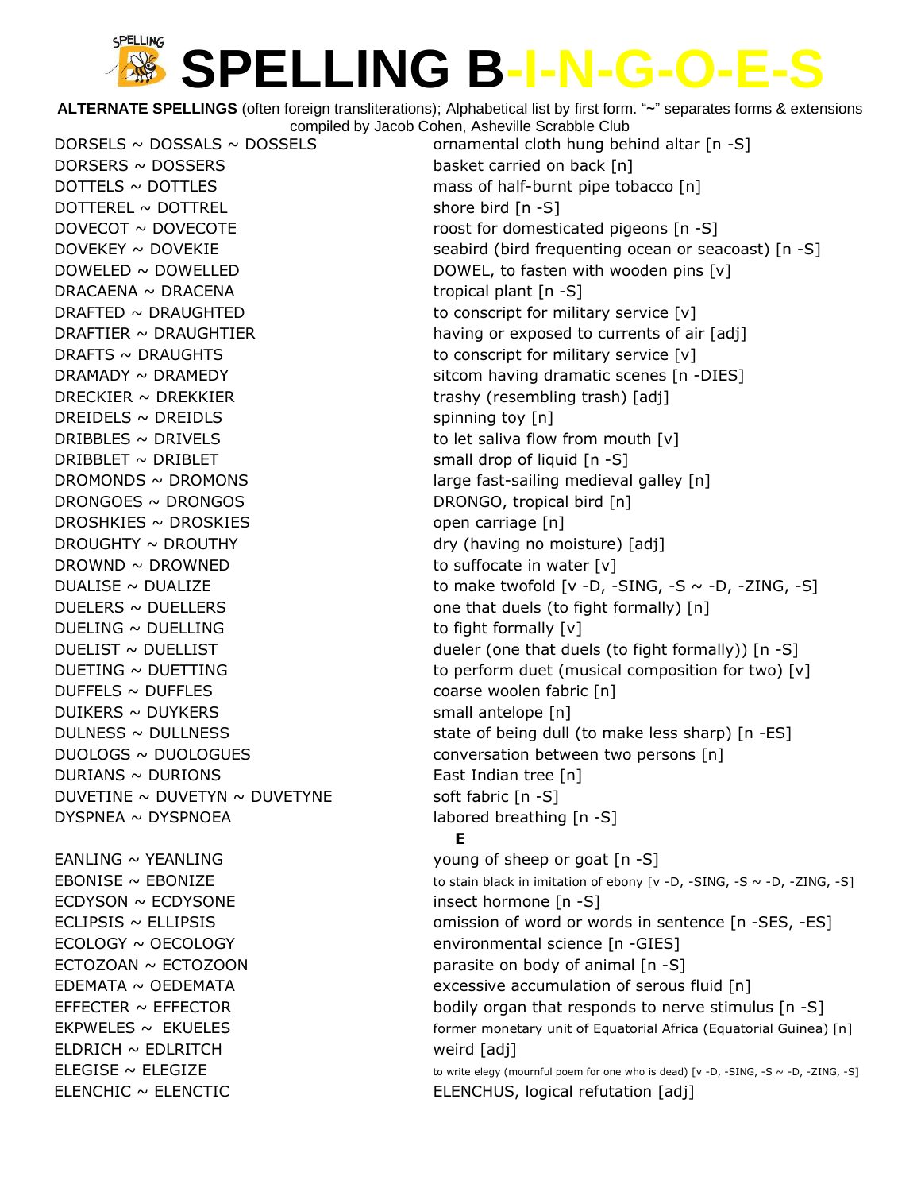# SPELLING B-I-N-G-O-E-S

**ALTERNATE SPELLINGS** (often foreign transliterations); Alphabetical list by first form. "~" separates forms & extensions
compiled by Jacob Cohen, Asheville Scrabble Club

| | |
|---|---|
| DORSELS ~ DOSSALS ~ DOSSELS | ornamental cloth hung behind altar [n -S] |
| DORSERS ~ DOSSERS | basket carried on back [n] |
| DOTTELS ~ DOTTLES | mass of half-burnt pipe tobacco [n] |
| DOTTEREL ~ DOTTREL | shore bird [n -S] |
| DOVECOT ~ DOVECOTE | roost for domesticated pigeons [n -S] |
| DOVEKEY ~ DOVEKIE | seabird (bird frequenting ocean or seacoast) [n -S] |
| DOWELED ~ DOWELLED | DOWEL, to fasten with wooden pins [v] |
| DRACAENA ~ DRACENA | tropical plant [n -S] |
| DRAFTED ~ DRAUGHTED | to conscript for military service [v] |
| DRAFTIER ~ DRAUGHTIER | having or exposed to currents of air [adj] |
| DRAFTS ~ DRAUGHTS | to conscript for military service [v] |
| DRAMADY ~ DRAMEDY | sitcom having dramatic scenes [n -DIES] |
| DRECKIER ~ DREKKIER | trashy (resembling trash) [adj] |
| DREIDELS ~ DREIDLS | spinning toy [n] |
| DRIBBLES ~ DRIVELS | to let saliva flow from mouth [v] |
| DRIBBLET ~ DRIBLET | small drop of liquid [n -S] |
| DROMONDS ~ DROMONS | large fast-sailing medieval galley [n] |
| DRONGOES ~ DRONGOS | DRONGO, tropical bird [n] |
| DROSHKIES ~ DROSKIES | open carriage [n] |
| DROUGHTY ~ DROUTHY | dry (having no moisture) [adj] |
| DROWND ~ DROWNED | to suffocate in water [v] |
| DUALISE ~ DUALIZE | to make twofold [v -D, -SING, -S ~ -D, -ZING, -S] |
| DUELERS ~ DUELLERS | one that duels (to fight formally) [n] |
| DUELING ~ DUELLING | to fight formally [v] |
| DUELIST ~ DUELLIST | dueler (one that duels (to fight formally)) [n -S] |
| DUETING ~ DUETTING | to perform duet (musical composition for two) [v] |
| DUFFELS ~ DUFFLES | coarse woolen fabric [n] |
| DUIKERS ~ DUYKERS | small antelope [n] |
| DULNESS ~ DULLNESS | state of being dull (to make less sharp) [n -ES] |
| DUOLOGS ~ DUOLOGUES | conversation between two persons [n] |
| DURIANS ~ DURIONS | East Indian tree [n] |
| DUVETINE ~ DUVETYN ~ DUVETYNE | soft fabric [n -S] |
| DYSPNEA ~ DYSPNOEA | labored breathing [n -S] |

**E**

| | |
|---|---|
| EANLING ~ YEANLING | young of sheep or goat [n -S] |
| EBONISE ~ EBONIZE | to stain black in imitation of ebony [v -D, -SING, -S ~ -D, -ZING, -S] |
| ECDYSON ~ ECDYSONE | insect hormone [n -S] |
| ECLIPSIS ~ ELLIPSIS | omission of word or words in sentence [n -SES, -ES] |
| ECOLOGY ~ OECOLOGY | environmental science [n -GIES] |
| ECTOZOAN ~ ECTOZOON | parasite on body of animal [n -S] |
| EDEMATA ~ OEDEMATA | excessive accumulation of serous fluid [n] |
| EFFECTER ~ EFFECTOR | bodily organ that responds to nerve stimulus [n -S] |
| EKPWELES ~ EKUELES | former monetary unit of Equatorial Africa (Equatorial Guinea) [n] |
| ELDRICH ~ EDLRITCH | weird [adj] |
| ELEGISE ~ ELEGIZE | to write elegy (mournful poem for one who is dead) [v -D, -SING, -S ~ -D, -ZING, -S] |
| ELENCHIC ~ ELENCTIC | ELENCHUS, logical refutation [adj] |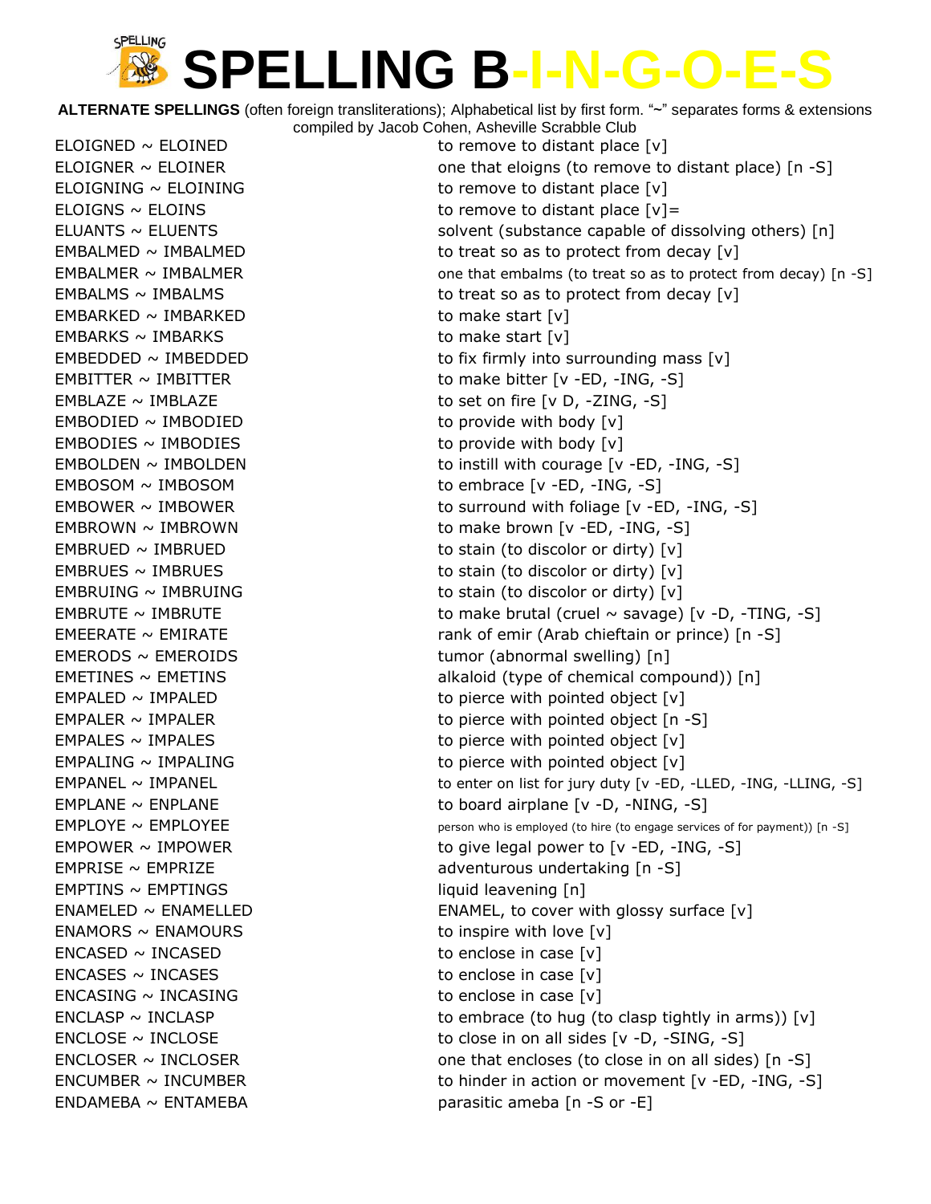# SPELLING B-I-N-G-O-E-S

**ALTERNATE SPELLINGS** (often foreign transliterations); Alphabetical list by first form. "~" separates forms & extensions
compiled by Jacob Cohen, Asheville Scrabble Club

| | |
|---|---|
| ELOIGNED ~ ELOINED | to remove to distant place [v] |
| ELOIGNER ~ ELOINER | one that eloigns (to remove to distant place) [n -S] |
| ELOIGNING ~ ELOINING | to remove to distant place [v] |
| ELOIGNS ~ ELOINS | to remove to distant place [v]= |
| ELUANTS ~ ELUENTS | solvent (substance capable of dissolving others) [n] |
| EMBALMED ~ IMBALMED | to treat so as to protect from decay [v] |
| EMBALMER ~ IMBALMER | one that embalms (to treat so as to protect from decay) [n -S] |
| EMBALMS ~ IMBALMS | to treat so as to protect from decay [v] |
| EMBARKED ~ IMBARKED | to make start [v] |
| EMBARKS ~ IMBARKS | to make start [v] |
| EMBEDDED ~ IMBEDDED | to fix firmly into surrounding mass [v] |
| EMBITTER ~ IMBITTER | to make bitter [v -ED, -ING, -S] |
| EMBLAZE ~ IMBLAZE | to set on fire [v D, -ZING, -S] |
| EMBODIED ~ IMBODIED | to provide with body [v] |
| EMBODIES ~ IMBODIES | to provide with body [v] |
| EMBOLDEN ~ IMBOLDEN | to instill with courage [v -ED, -ING, -S] |
| EMBOSOM ~ IMBOSOM | to embrace [v -ED, -ING, -S] |
| EMBOWER ~ IMBOWER | to surround with foliage [v -ED, -ING, -S] |
| EMBROWN ~ IMBROWN | to make brown [v -ED, -ING, -S] |
| EMBRUED ~ IMBRUED | to stain (to discolor or dirty) [v] |
| EMBRUES ~ IMBRUES | to stain (to discolor or dirty) [v] |
| EMBRUING ~ IMBRUING | to stain (to discolor or dirty) [v] |
| EMBRUTE ~ IMBRUTE | to make brutal (cruel ~ savage) [v -D, -TING, -S] |
| EMEERATE ~ EMIRATE | rank of emir (Arab chieftain or prince) [n -S] |
| EMERODS ~ EMEROIDS | tumor (abnormal swelling) [n] |
| EMETINES ~ EMETINS | alkaloid (type of chemical compound)) [n] |
| EMPALED ~ IMPALED | to pierce with pointed object [v] |
| EMPALER ~ IMPALER | to pierce with pointed object [n -S] |
| EMPALES ~ IMPALES | to pierce with pointed object [v] |
| EMPALING ~ IMPALING | to pierce with pointed object [v] |
| EMPANEL ~ IMPANEL | to enter on list for jury duty [v -ED, -LLED, -ING, -LLING, -S] |
| EMPLANE ~ ENPLANE | to board airplane [v -D, -NING, -S] |
| EMPLOYE ~ EMPLOYEE | person who is employed (to hire (to engage services of for payment)) [n -S] |
| EMPOWER ~ IMPOWER | to give legal power to [v -ED, -ING, -S] |
| EMPRISE ~ EMPRIZE | adventurous undertaking [n -S] |
| EMPTINS ~ EMPTINGS | liquid leavening [n] |
| ENAMELED ~ ENAMELLED | ENAMEL, to cover with glossy surface [v] |
| ENAMORS ~ ENAMOURS | to inspire with love [v] |
| ENCASED ~ INCASED | to enclose in case [v] |
| ENCASES ~ INCASES | to enclose in case [v] |
| ENCASING ~ INCASING | to enclose in case [v] |
| ENCLASP ~ INCLASP | to embrace (to hug (to clasp tightly in arms)) [v] |
| ENCLOSE ~ INCLOSE | to close in on all sides [v -D, -SING, -S] |
| ENCLOSER ~ INCLOSER | one that encloses (to close in on all sides) [n -S] |
| ENCUMBER ~ INCUMBER | to hinder in action or movement [v -ED, -ING, -S] |
| ENDAMEBA ~ ENTAMEBA | parasitic ameba [n -S or -E] |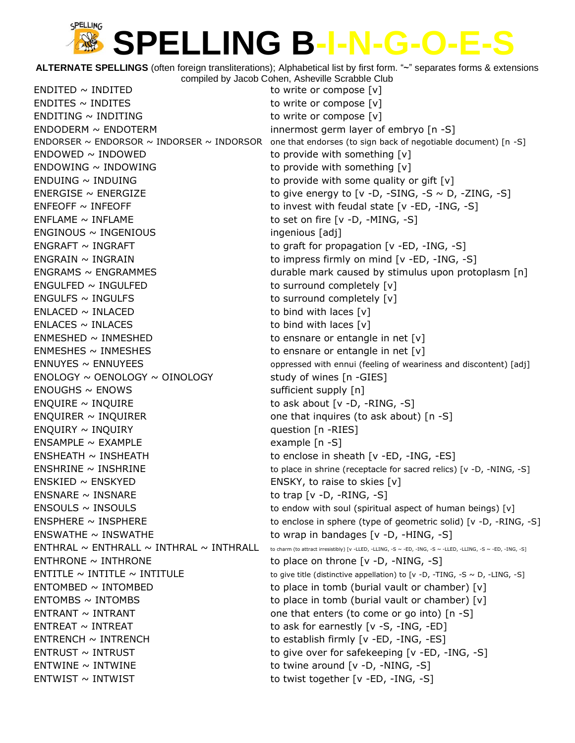# SPELLING B-I-N-G-O-E-S

**ALTERNATE SPELLINGS** (often foreign transliterations); Alphabetical list by first form. "~" separates forms & extensions compiled by Jacob Cohen, Asheville Scrabble Club

| Word | Definition |
|---|---|
| ENDITED ~ INDITED | to write or compose [v] |
| ENDITES ~ INDITES | to write or compose [v] |
| ENDITING ~ INDITING | to write or compose [v] |
| ENDODERM ~ ENDOTERM | innermost germ layer of embryo [n -S] |
| ENDORSER ~ ENDORSOR ~ INDORSER ~ INDORSOR | one that endorses (to sign back of negotiable document) [n -S] |
| ENDOWED ~ INDOWED | to provide with something [v] |
| ENDOWING ~ INDOWING | to provide with something [v] |
| ENDUING ~ INDUING | to provide with some quality or gift [v] |
| ENERGISE ~ ENERGIZE | to give energy to [v -D, -SING, -S ~ D, -ZING, -S] |
| ENFEOFF ~ INFEOFF | to invest with feudal state [v -ED, -ING, -S] |
| ENFLAME ~ INFLAME | to set on fire [v -D, -MING, -S] |
| ENGINOUS ~ INGENIOUS | ingenious [adj] |
| ENGRAFT ~ INGRAFT | to graft for propagation [v -ED, -ING, -S] |
| ENGRAIN ~ INGRAIN | to impress firmly on mind [v -ED, -ING, -S] |
| ENGRAMS ~ ENGRAMMES | durable mark caused by stimulus upon protoplasm [n] |
| ENGULFED ~ INGULFED | to surround completely [v] |
| ENGULFS ~ INGULFS | to surround completely [v] |
| ENLACED ~ INLACED | to bind with laces [v] |
| ENLACES ~ INLACES | to bind with laces [v] |
| ENMESHED ~ INMESHED | to ensnare or entangle in net [v] |
| ENMESHES ~ INMESHES | to ensnare or entangle in net [v] |
| ENNUYES ~ ENNUYEES | oppressed with ennui (feeling of weariness and discontent) [adj] |
| ENOLOGY ~ OENOLOGY ~ OINOLOGY | study of wines [n -GIES] |
| ENOUGHS ~ ENOWS | sufficient supply [n] |
| ENQUIRE ~ INQUIRE | to ask about [v -D, -RING, -S] |
| ENQUIRER ~ INQUIRER | one that inquires (to ask about) [n -S] |
| ENQUIRY ~ INQUIRY | question [n -RIES] |
| ENSAMPLE ~ EXAMPLE | example [n -S] |
| ENSHEATH ~ INSHEATH | to enclose in sheath [v -ED, -ING, -ES] |
| ENSHRINE ~ INSHRINE | to place in shrine (receptacle for sacred relics) [v -D, -NING, -S] |
| ENSKIED ~ ENSKYED | ENSKY, to raise to skies [v] |
| ENSNARE ~ INSNARE | to trap [v -D, -RING, -S] |
| ENSOULS ~ INSOULS | to endow with soul (spiritual aspect of human beings) [v] |
| ENSPHERE ~ INSPHERE | to enclose in sphere (type of geometric solid) [v -D, -RING, -S] |
| ENSWATHE ~ INSWATHE | to wrap in bandages [v -D, -HING, -S] |
| ENTHRAL ~ ENTHRALL ~ INTHRAL ~ INTHRALL | to charm (to attract irresistibly) [v -LLED, -LLING, -S ~ -ED, -ING, -S ~ -LLED, -LLING, -S ~ -ED, -ING, -S] |
| ENTHRONE ~ INTHRONE | to place on throne [v -D, -NING, -S] |
| ENTITLE ~ INTITLE ~ INTITULE | to give title (distinctive appellation) to [v -D, -TING, -S ~ D, -LING, -S] |
| ENTOMBED ~ INTOMBED | to place in tomb (burial vault or chamber) [v] |
| ENTOMBS ~ INTOMBS | to place in tomb (burial vault or chamber) [v] |
| ENTRANT ~ INTRANT | one that enters (to come or go into) [n -S] |
| ENTREAT ~ INTREAT | to ask for earnestly [v -S, -ING, -ED] |
| ENTRENCH ~ INTRENCH | to establish firmly [v -ED, -ING, -ES] |
| ENTRUST ~ INTRUST | to give over for safekeeping [v -ED, -ING, -S] |
| ENTWINE ~ INTWINE | to twine around [v -D, -NING, -S] |
| ENTWIST ~ INTWIST | to twist together [v -ED, -ING, -S] |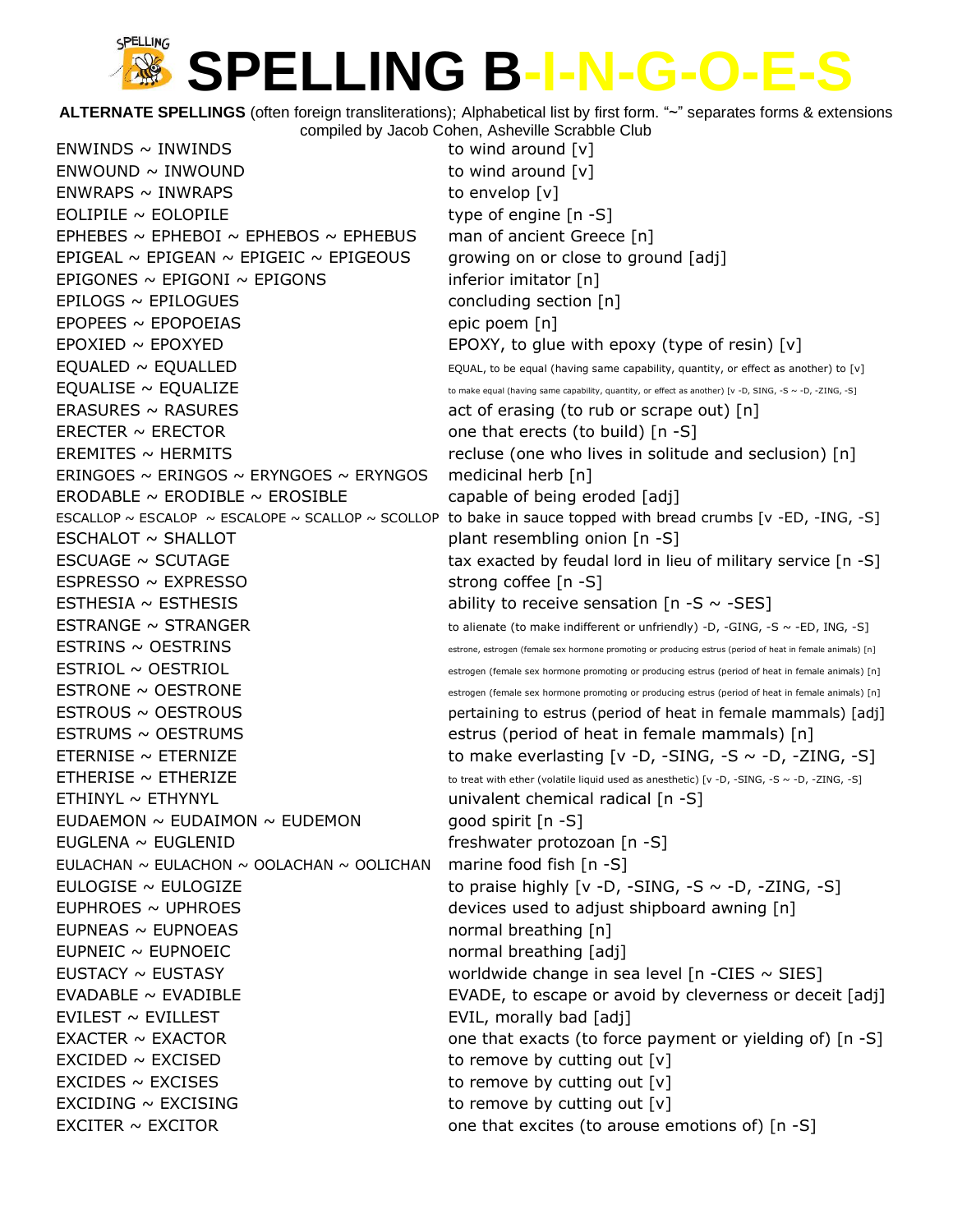# SPELLING B-I-N-G-O-E-S

**ALTERNATE SPELLINGS** (often foreign transliterations); Alphabetical list by first form. "~" separates forms & extensions
compiled by Jacob Cohen, Asheville Scrabble Club

| Forms | Definition |
|---|---|
| ENWINDS ~ INWINDS | to wind around [v] |
| ENWOUND ~ INWOUND | to wind around [v] |
| ENWRAPS ~ INWRAPS | to envelop [v] |
| EOLIPILE ~ EOLOPILE | type of engine [n -S] |
| EPHEBES ~ EPHEBOI ~ EPHEBOS ~ EPHEBUS | man of ancient Greece [n] |
| EPIGEAL ~ EPIGEAN ~ EPIGEIC ~ EPIGEOUS | growing on or close to ground [adj] |
| EPIGONES ~ EPIGONI ~ EPIGONS | inferior imitator [n] |
| EPILOGS ~ EPILOGUES | concluding section [n] |
| EPOPEES ~ EPOPOEIAS | epic poem [n] |
| EPOXIED ~ EPOXYED | EPOXY, to glue with epoxy (type of resin) [v] |
| EQUALED ~ EQUALLED | EQUAL, to be equal (having same capability, quantity, or effect as another) to [v] |
| EQUALISE ~ EQUALIZE | to make equal (having same capability, quantity, or effect as another) [v -D, SING, -S ~ -D, -ZING, -S] |
| ERASURES ~ RASURES | act of erasing (to rub or scrape out) [n] |
| ERECTER ~ ERECTOR | one that erects (to build) [n -S] |
| EREMITES ~ HERMITS | recluse (one who lives in solitude and seclusion) [n] |
| ERINGOES ~ ERINGOS ~ ERYNGOES ~ ERYNGOS | medicinal herb [n] |
| ERODABLE ~ ERODIBLE ~ EROSIBLE | capable of being eroded [adj] |
| ESCALLOP ~ ESCALOP ~ ESCALOPE ~ SCALLOP ~ SCOLLOP | to bake in sauce topped with bread crumbs [v -ED, -ING, -S] |
| ESCHALOT ~ SHALLOT | plant resembling onion [n -S] |
| ESCUAGE ~ SCUTAGE | tax exacted by feudal lord in lieu of military service [n -S] |
| ESPRESSO ~ EXPRESSO | strong coffee [n -S] |
| ESTHESIA ~ ESTHESIS | ability to receive sensation [n -S ~ -SES] |
| ESTRANGE ~ STRANGER | to alienate (to make indifferent or unfriendly) -D, -GING, -S ~ -ED, ING, -S] |
| ESTRINS ~ OESTRINS | estrone, estrogen (female sex hormone promoting or producing estrus (period of heat in female animals) [n] |
| ESTRIOL ~ OESTRIOL | estrogen (female sex hormone promoting or producing estrus (period of heat in female animals) [n] |
| ESTRONE ~ OESTRONE | estrogen (female sex hormone promoting or producing estrus (period of heat in female animals) [n] |
| ESTROUS ~ OESTROUS | pertaining to estrus (period of heat in female mammals) [adj] |
| ESTRUMS ~ OESTRUMS | estrus (period of heat in female mammals) [n] |
| ETERNISE ~ ETERNIZE | to make everlasting [v -D, -SING, -S ~ -D, -ZING, -S] |
| ETHERISE ~ ETHERIZE | to treat with ether (volatile liquid used as anesthetic) [v -D, -SING, -S ~ -D, -ZING, -S] |
| ETHINYL ~ ETHYNYL | univalent chemical radical [n -S] |
| EUDAEMON ~ EUDAIMON ~ EUDEMON | good spirit [n -S] |
| EUGLENA ~ EUGLENID | freshwater protozoan [n -S] |
| EULACHAN ~ EULACHON ~ OOLACHAN ~ OOLICHAN | marine food fish [n -S] |
| EULOGISE ~ EULOGIZE | to praise highly [v -D, -SING, -S ~ -D, -ZING, -S] |
| EUPHROES ~ UPHROES | devices used to adjust shipboard awning [n] |
| EUPNEAS ~ EUPNOEAS | normal breathing [n] |
| EUPNEIC ~ EUPNOEIC | normal breathing [adj] |
| EUSTACY ~ EUSTASY | worldwide change in sea level [n -CIES ~ SIES] |
| EVADABLE ~ EVADIBLE | EVADE, to escape or avoid by cleverness or deceit [adj] |
| EVILEST ~ EVILLEST | EVIL, morally bad [adj] |
| EXACTER ~ EXACTOR | one that exacts (to force payment or yielding of) [n -S] |
| EXCIDED ~ EXCISED | to remove by cutting out [v] |
| EXCIDES ~ EXCISES | to remove by cutting out [v] |
| EXCIDING ~ EXCISING | to remove by cutting out [v] |
| EXCITER ~ EXCITOR | one that excites (to arouse emotions of) [n -S] |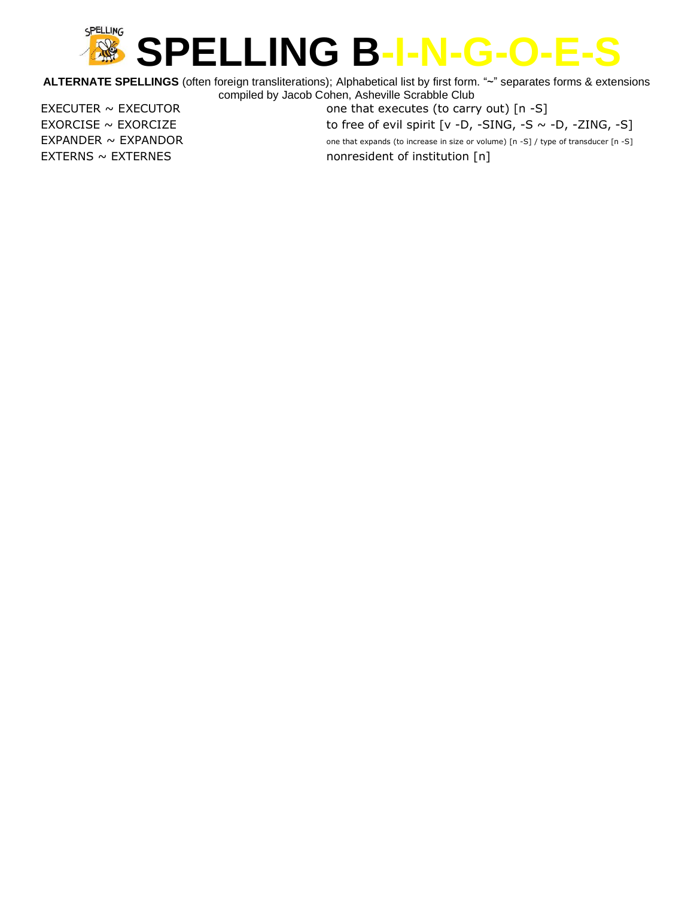# SPELLING B-I-N-G-O-E-S

**ALTERNATE SPELLINGS** (often foreign transliterations); Alphabetical list by first form. "~" separates forms & extensions
compiled by Jacob Cohen, Asheville Scrabble Club

| | |
|---|---|
| EXECUTER ~ EXECUTOR | one that executes (to carry out) [n -S] |
| EXORCISE ~ EXORCIZE | to free of evil spirit [v -D, -SING, -S ~ -D, -ZING, -S] |
| EXPANDER ~ EXPANDOR | one that expands (to increase in size or volume) [n -S] / type of transducer [n -S] |
| EXTERNS ~ EXTERNES | nonresident of institution [n] |